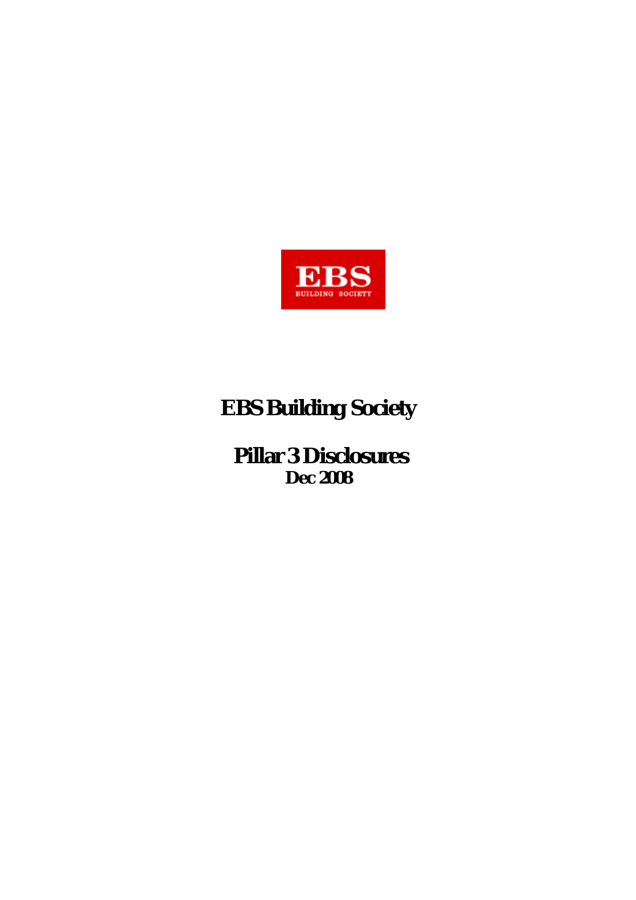EBS

BUILDING SOCIETY

# EBS Building Society

## Pillar 3 Disclosures

### Dec 2008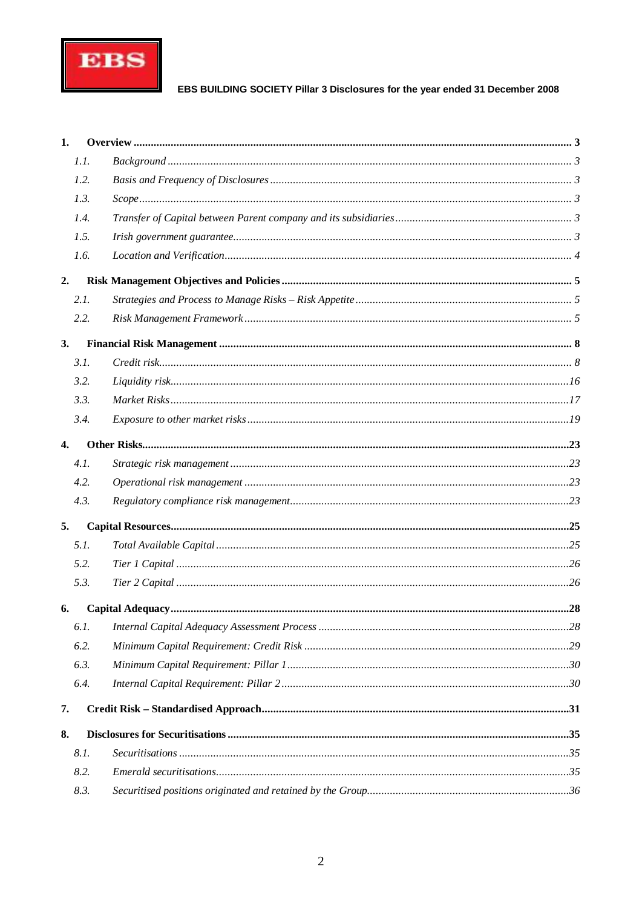EBS BUILDING SOCIETY Pillar 3 Disclosures for the year ended 31 December 2008

**1. Overview** ........ 3

- *1.1. Background* ........ 3
- *1.2. Basis and Frequency of Disclosures* ........ 3
- *1.3. Scope* ........ 3
- *1.4. Transfer of Capital between Parent company and its subsidiaries* ........ 3
- *1.5. Irish government guarantee* ........ 3
- *1.6. Location and Verification* ........ 4

**2. Risk Management Objectives and Policies** ........ 5

- *2.1. Strategies and Process to Manage Risks – Risk Appetite* ........ 5
- *2.2. Risk Management Framework* ........ 5

**3. Financial Risk Management** ........ 8

- *3.1. Credit risk* ........ 8
- *3.2. Liquidity risk* ........ 16
- *3.3. Market Risks* ........ 17
- *3.4. Exposure to other market risks* ........ 19

**4. Other Risks** ........ 23

- *4.1. Strategic risk management* ........ 23
- *4.2. Operational risk management* ........ 23
- *4.3. Regulatory compliance risk management* ........ 23

**5. Capital Resources** ........ 25

- *5.1. Total Available Capital* ........ 25
- *5.2. Tier 1 Capital* ........ 26
- *5.3. Tier 2 Capital* ........ 26

**6. Capital Adequacy** ........ 28

- *6.1. Internal Capital Adequacy Assessment Process* ........ 28
- *6.2. Minimum Capital Requirement: Credit Risk* ........ 29
- *6.3. Minimum Capital Requirement: Pillar 1* ........ 30
- *6.4. Internal Capital Requirement: Pillar 2* ........ 30

**7. Credit Risk – Standardised Approach** ........ 31

**8. Disclosures for Securitisations** ........ 35

- *8.1. Securitisations* ........ 35
- *8.2. Emerald securitisations* ........ 35
- *8.3. Securitised positions originated and retained by the Group* ........ 36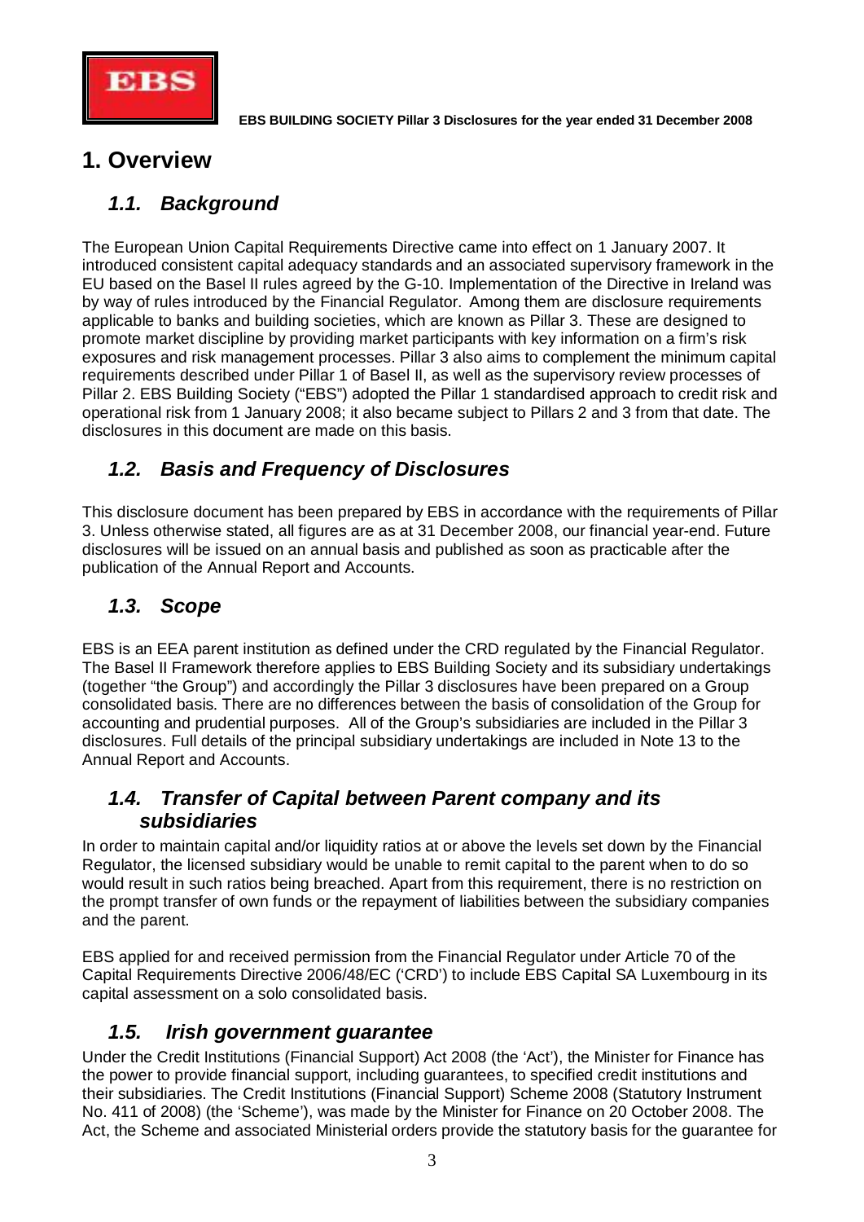# 1. Overview

## 1.1. Background

The European Union Capital Requirements Directive came into effect on 1 January 2007. It introduced consistent capital adequacy standards and an associated supervisory framework in the EU based on the Basel II rules agreed by the G-10. Implementation of the Directive in Ireland was by way of rules introduced by the Financial Regulator. Among them are disclosure requirements applicable to banks and building societies, which are known as Pillar 3. These are designed to promote market discipline by providing market participants with key information on a firm's risk exposures and risk management processes. Pillar 3 also aims to complement the minimum capital requirements described under Pillar 1 of Basel II, as well as the supervisory review processes of Pillar 2. EBS Building Society ("EBS") adopted the Pillar 1 standardised approach to credit risk and operational risk from 1 January 2008; it also became subject to Pillars 2 and 3 from that date. The disclosures in this document are made on this basis.

## 1.2. Basis and Frequency of Disclosures

This disclosure document has been prepared by EBS in accordance with the requirements of Pillar 3. Unless otherwise stated, all figures are as at 31 December 2008, our financial year-end. Future disclosures will be issued on an annual basis and published as soon as practicable after the publication of the Annual Report and Accounts.

## 1.3. Scope

EBS is an EEA parent institution as defined under the CRD regulated by the Financial Regulator. The Basel II Framework therefore applies to EBS Building Society and its subsidiary undertakings (together "the Group") and accordingly the Pillar 3 disclosures have been prepared on a Group consolidated basis. There are no differences between the basis of consolidation of the Group for accounting and prudential purposes. All of the Group's subsidiaries are included in the Pillar 3 disclosures. Full details of the principal subsidiary undertakings are included in Note 13 to the Annual Report and Accounts.

## 1.4. Transfer of Capital between Parent company and its subsidiaries

In order to maintain capital and/or liquidity ratios at or above the levels set down by the Financial Regulator, the licensed subsidiary would be unable to remit capital to the parent when to do so would result in such ratios being breached. Apart from this requirement, there is no restriction on the prompt transfer of own funds or the repayment of liabilities between the subsidiary companies and the parent.

EBS applied for and received permission from the Financial Regulator under Article 70 of the Capital Requirements Directive 2006/48/EC ('CRD') to include EBS Capital SA Luxembourg in its capital assessment on a solo consolidated basis.

## 1.5. Irish government guarantee

Under the Credit Institutions (Financial Support) Act 2008 (the 'Act'), the Minister for Finance has the power to provide financial support, including guarantees, to specified credit institutions and their subsidiaries. The Credit Institutions (Financial Support) Scheme 2008 (Statutory Instrument No. 411 of 2008) (the 'Scheme'), was made by the Minister for Finance on 20 October 2008. The Act, the Scheme and associated Ministerial orders provide the statutory basis for the guarantee for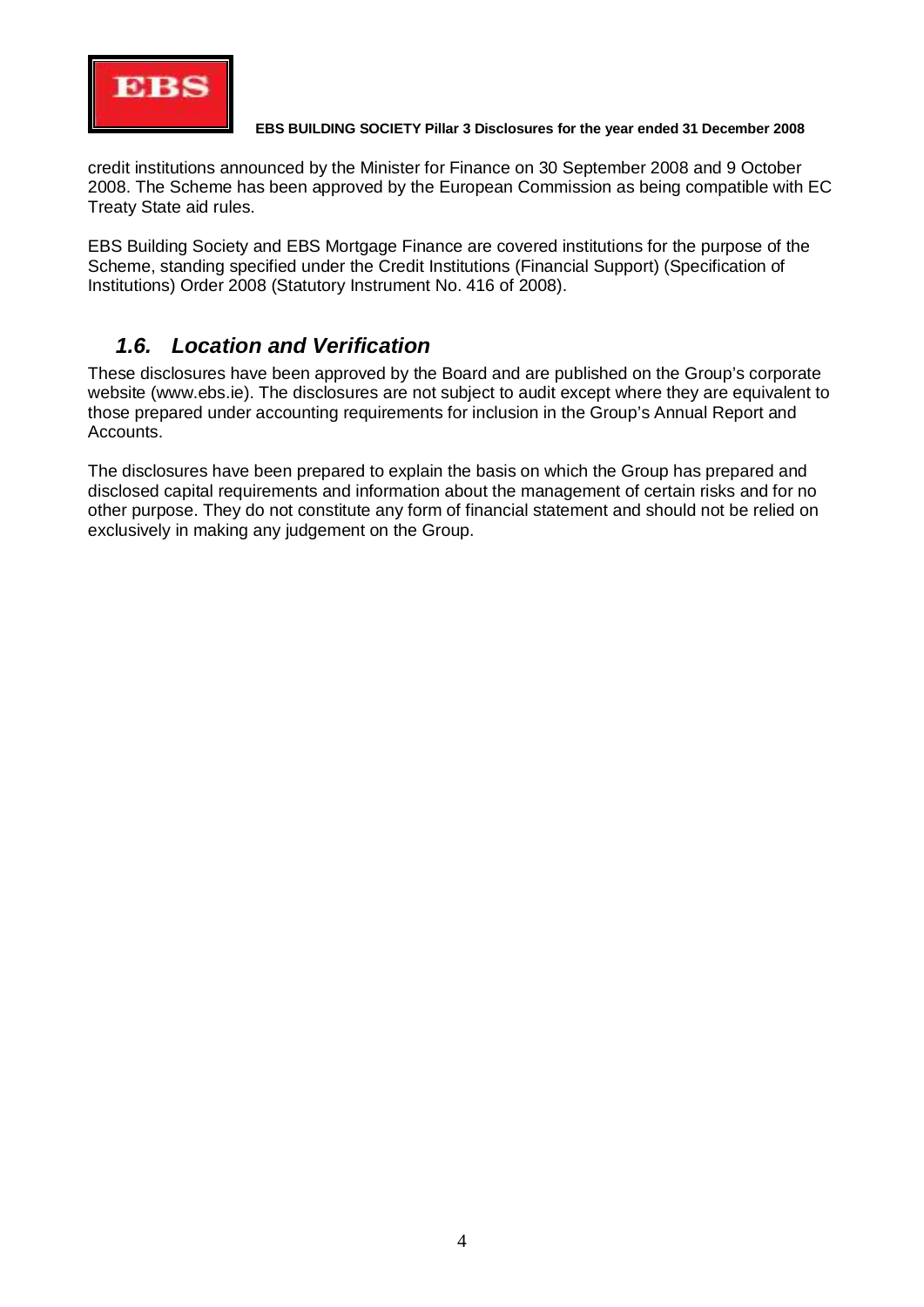credit institutions announced by the Minister for Finance on 30 September 2008 and 9 October 2008. The Scheme has been approved by the European Commission as being compatible with EC Treaty State aid rules.

EBS Building Society and EBS Mortgage Finance are covered institutions for the purpose of the Scheme, standing specified under the Credit Institutions (Financial Support) (Specification of Institutions) Order 2008 (Statutory Instrument No. 416 of 2008).

## *1.6. Location and Verification*

These disclosures have been approved by the Board and are published on the Group's corporate website (www.ebs.ie). The disclosures are not subject to audit except where they are equivalent to those prepared under accounting requirements for inclusion in the Group's Annual Report and Accounts.

The disclosures have been prepared to explain the basis on which the Group has prepared and disclosed capital requirements and information about the management of certain risks and for no other purpose. They do not constitute any form of financial statement and should not be relied on exclusively in making any judgement on the Group.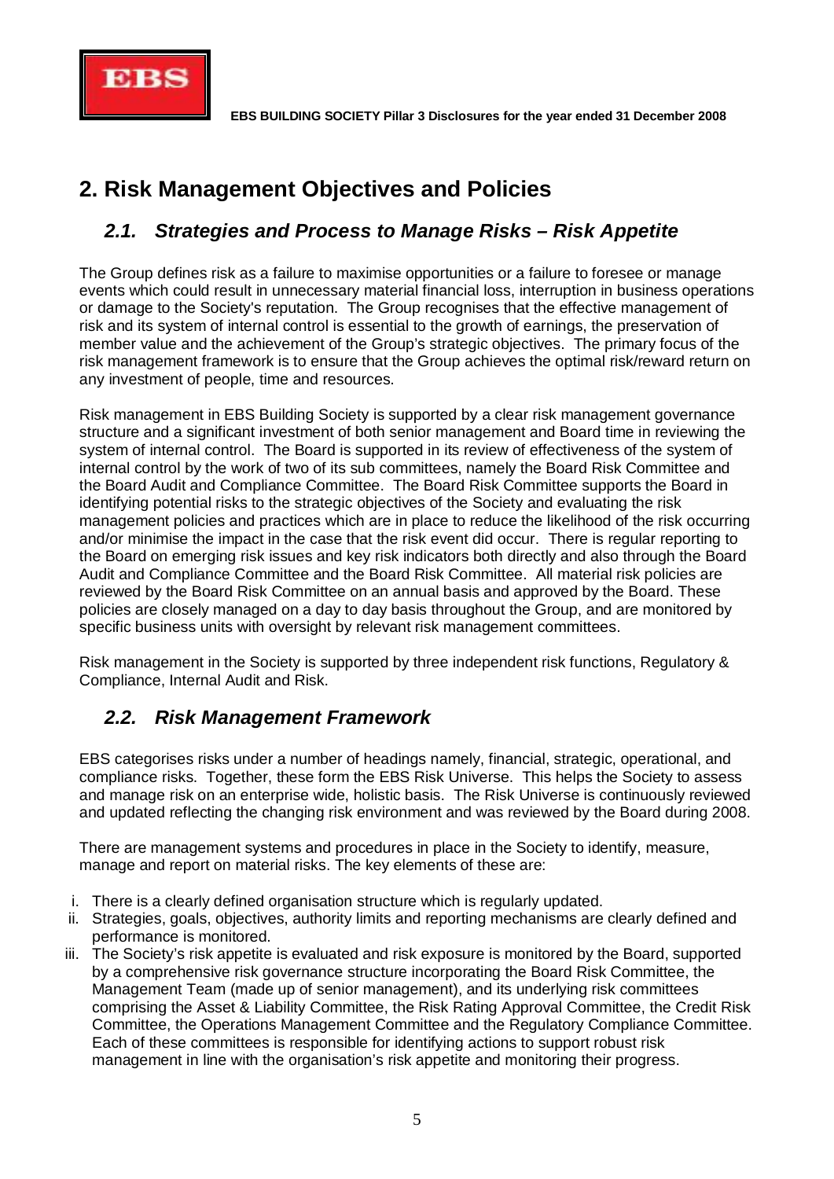# 2. Risk Management Objectives and Policies

## *2.1. Strategies and Process to Manage Risks – Risk Appetite*

The Group defines risk as a failure to maximise opportunities or a failure to foresee or manage events which could result in unnecessary material financial loss, interruption in business operations or damage to the Society's reputation. The Group recognises that the effective management of risk and its system of internal control is essential to the growth of earnings, the preservation of member value and the achievement of the Group's strategic objectives. The primary focus of the risk management framework is to ensure that the Group achieves the optimal risk/reward return on any investment of people, time and resources.

Risk management in EBS Building Society is supported by a clear risk management governance structure and a significant investment of both senior management and Board time in reviewing the system of internal control. The Board is supported in its review of effectiveness of the system of internal control by the work of two of its sub committees, namely the Board Risk Committee and the Board Audit and Compliance Committee. The Board Risk Committee supports the Board in identifying potential risks to the strategic objectives of the Society and evaluating the risk management policies and practices which are in place to reduce the likelihood of the risk occurring and/or minimise the impact in the case that the risk event did occur. There is regular reporting to the Board on emerging risk issues and key risk indicators both directly and also through the Board Audit and Compliance Committee and the Board Risk Committee. All material risk policies are reviewed by the Board Risk Committee on an annual basis and approved by the Board. These policies are closely managed on a day to day basis throughout the Group, and are monitored by specific business units with oversight by relevant risk management committees.

Risk management in the Society is supported by three independent risk functions, Regulatory & Compliance, Internal Audit and Risk.

## *2.2. Risk Management Framework*

EBS categorises risks under a number of headings namely, financial, strategic, operational, and compliance risks. Together, these form the EBS Risk Universe. This helps the Society to assess and manage risk on an enterprise wide, holistic basis. The Risk Universe is continuously reviewed and updated reflecting the changing risk environment and was reviewed by the Board during 2008.

There are management systems and procedures in place in the Society to identify, measure, manage and report on material risks. The key elements of these are:

i. There is a clearly defined organisation structure which is regularly updated.
ii. Strategies, goals, objectives, authority limits and reporting mechanisms are clearly defined and performance is monitored.
iii. The Society's risk appetite is evaluated and risk exposure is monitored by the Board, supported by a comprehensive risk governance structure incorporating the Board Risk Committee, the Management Team (made up of senior management), and its underlying risk committees comprising the Asset & Liability Committee, the Risk Rating Approval Committee, the Credit Risk Committee, the Operations Management Committee and the Regulatory Compliance Committee. Each of these committees is responsible for identifying actions to support robust risk management in line with the organisation's risk appetite and monitoring their progress.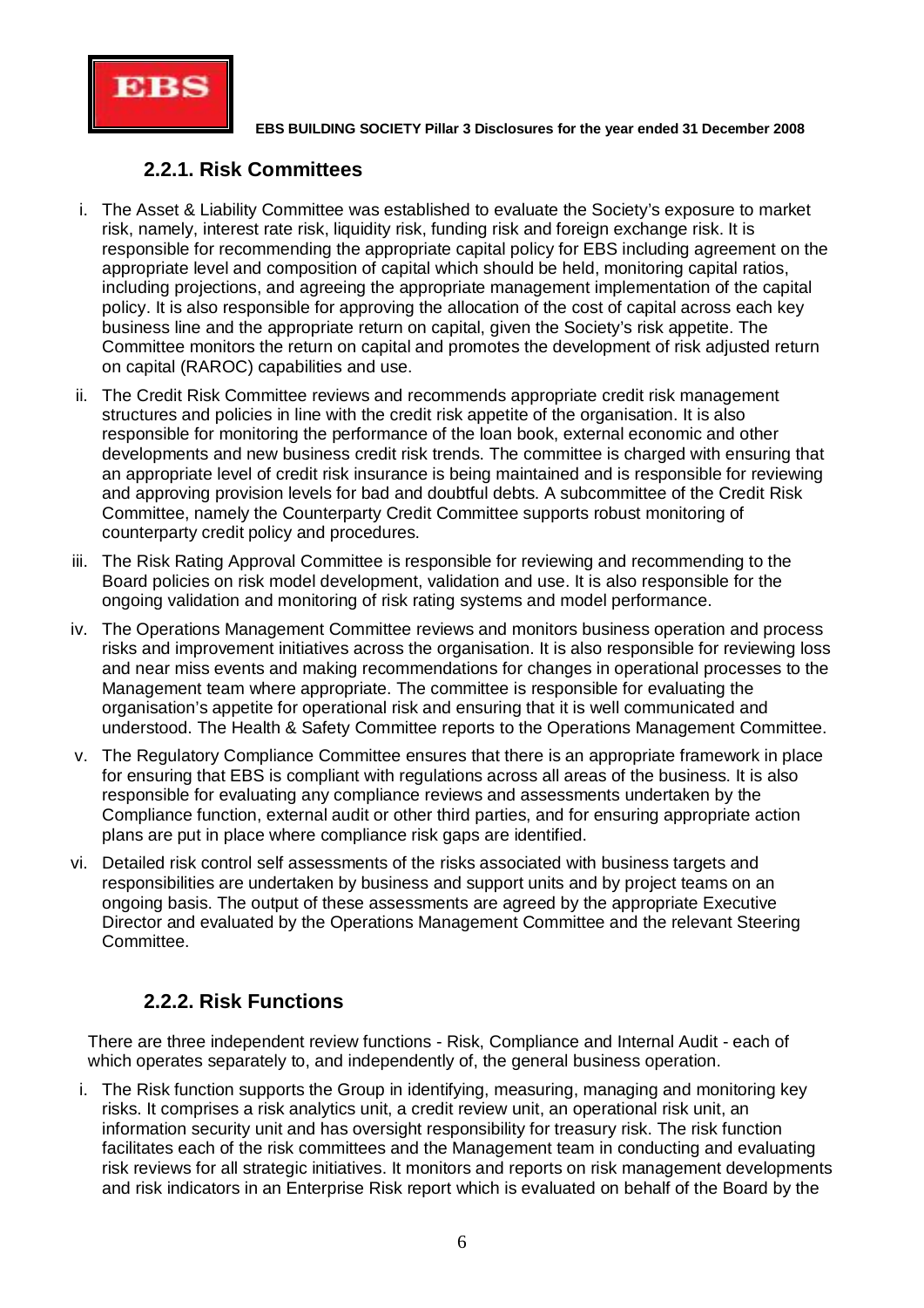### 2.2.1. Risk Committees

i. The Asset & Liability Committee was established to evaluate the Society's exposure to market risk, namely, interest rate risk, liquidity risk, funding risk and foreign exchange risk. It is responsible for recommending the appropriate capital policy for EBS including agreement on the appropriate level and composition of capital which should be held, monitoring capital ratios, including projections, and agreeing the appropriate management implementation of the capital policy. It is also responsible for approving the allocation of the cost of capital across each key business line and the appropriate return on capital, given the Society's risk appetite. The Committee monitors the return on capital and promotes the development of risk adjusted return on capital (RAROC) capabilities and use.

ii. The Credit Risk Committee reviews and recommends appropriate credit risk management structures and policies in line with the credit risk appetite of the organisation. It is also responsible for monitoring the performance of the loan book, external economic and other developments and new business credit risk trends. The committee is charged with ensuring that an appropriate level of credit risk insurance is being maintained and is responsible for reviewing and approving provision levels for bad and doubtful debts. A subcommittee of the Credit Risk Committee, namely the Counterparty Credit Committee supports robust monitoring of counterparty credit policy and procedures.

iii. The Risk Rating Approval Committee is responsible for reviewing and recommending to the Board policies on risk model development, validation and use. It is also responsible for the ongoing validation and monitoring of risk rating systems and model performance.

iv. The Operations Management Committee reviews and monitors business operation and process risks and improvement initiatives across the organisation. It is also responsible for reviewing loss and near miss events and making recommendations for changes in operational processes to the Management team where appropriate. The committee is responsible for evaluating the organisation's appetite for operational risk and ensuring that it is well communicated and understood. The Health & Safety Committee reports to the Operations Management Committee.

v. The Regulatory Compliance Committee ensures that there is an appropriate framework in place for ensuring that EBS is compliant with regulations across all areas of the business. It is also responsible for evaluating any compliance reviews and assessments undertaken by the Compliance function, external audit or other third parties, and for ensuring appropriate action plans are put in place where compliance risk gaps are identified.

vi. Detailed risk control self assessments of the risks associated with business targets and responsibilities are undertaken by business and support units and by project teams on an ongoing basis. The output of these assessments are agreed by the appropriate Executive Director and evaluated by the Operations Management Committee and the relevant Steering Committee.

### 2.2.2. Risk Functions

There are three independent review functions - Risk, Compliance and Internal Audit - each of which operates separately to, and independently of, the general business operation.

i. The Risk function supports the Group in identifying, measuring, managing and monitoring key risks. It comprises a risk analytics unit, a credit review unit, an operational risk unit, an information security unit and has oversight responsibility for treasury risk. The risk function facilitates each of the risk committees and the Management team in conducting and evaluating risk reviews for all strategic initiatives. It monitors and reports on risk management developments and risk indicators in an Enterprise Risk report which is evaluated on behalf of the Board by the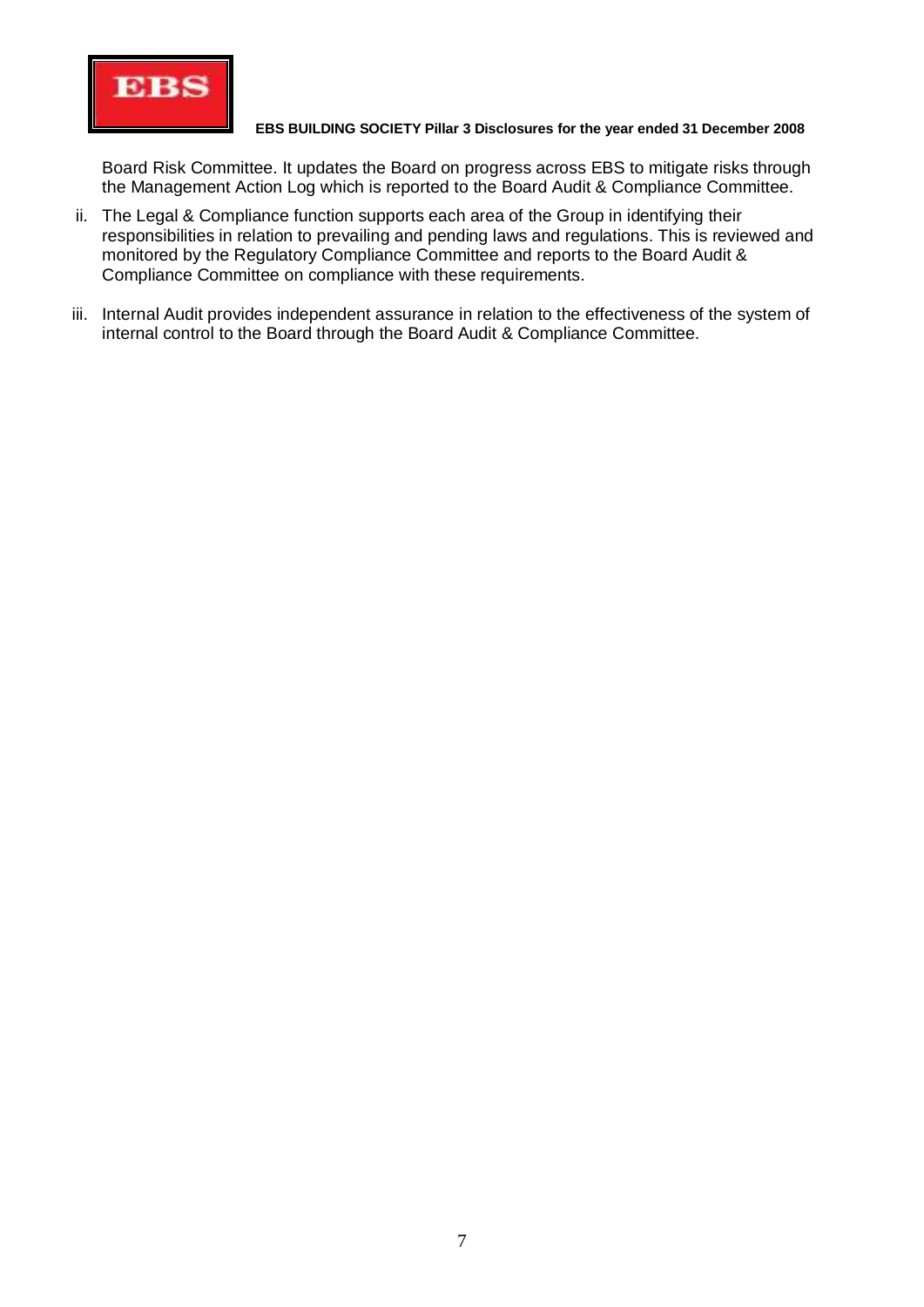Board Risk Committee. It updates the Board on progress across EBS to mitigate risks through the Management Action Log which is reported to the Board Audit & Compliance Committee.

ii. The Legal & Compliance function supports each area of the Group in identifying their responsibilities in relation to prevailing and pending laws and regulations. This is reviewed and monitored by the Regulatory Compliance Committee and reports to the Board Audit & Compliance Committee on compliance with these requirements.

iii. Internal Audit provides independent assurance in relation to the effectiveness of the system of internal control to the Board through the Board Audit & Compliance Committee.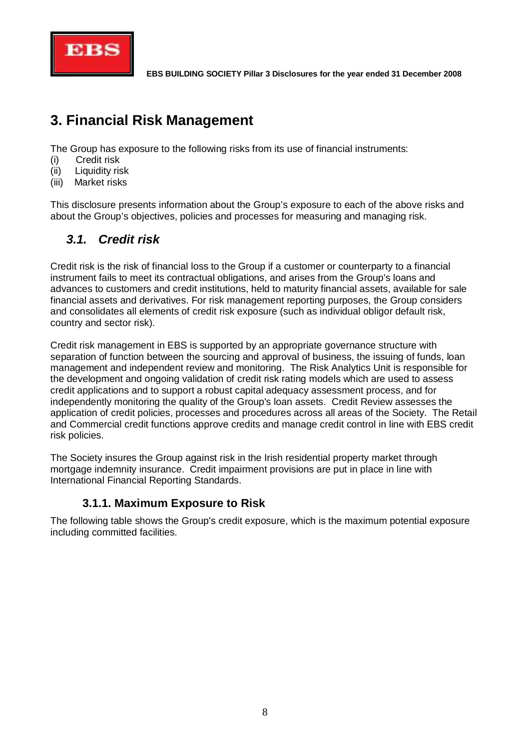# 3. Financial Risk Management

The Group has exposure to the following risks from its use of financial instruments:

(i) Credit risk
(ii) Liquidity risk
(iii) Market risks

This disclosure presents information about the Group's exposure to each of the above risks and about the Group's objectives, policies and processes for measuring and managing risk.

## *3.1. Credit risk*

Credit risk is the risk of financial loss to the Group if a customer or counterparty to a financial instrument fails to meet its contractual obligations, and arises from the Group's loans and advances to customers and credit institutions, held to maturity financial assets, available for sale financial assets and derivatives. For risk management reporting purposes, the Group considers and consolidates all elements of credit risk exposure (such as individual obligor default risk, country and sector risk).

Credit risk management in EBS is supported by an appropriate governance structure with separation of function between the sourcing and approval of business, the issuing of funds, loan management and independent review and monitoring. The Risk Analytics Unit is responsible for the development and ongoing validation of credit risk rating models which are used to assess credit applications and to support a robust capital adequacy assessment process, and for independently monitoring the quality of the Group's loan assets. Credit Review assesses the application of credit policies, processes and procedures across all areas of the Society. The Retail and Commercial credit functions approve credits and manage credit control in line with EBS credit risk policies.

The Society insures the Group against risk in the Irish residential property market through mortgage indemnity insurance. Credit impairment provisions are put in place in line with International Financial Reporting Standards.

### 3.1.1. Maximum Exposure to Risk

The following table shows the Group's credit exposure, which is the maximum potential exposure including committed facilities.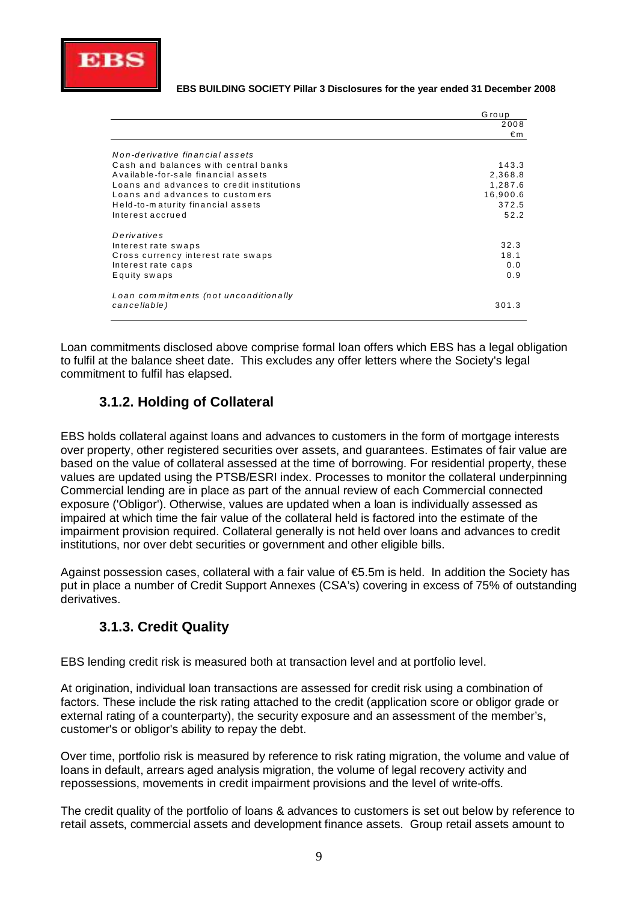| | Group |
|---|---|
| | 2008 |
| | €m |
| *Non-derivative financial assets* | |
| Cash and balances with central banks | 143.3 |
| Available-for-sale financial assets | 2,368.8 |
| Loans and advances to credit institutions | 1,287.6 |
| Loans and advances to customers | 16,900.6 |
| Held-to-maturity financial assets | 372.5 |
| Interest accrued | 52.2 |
| *Derivatives* | |
| Interest rate swaps | 32.3 |
| Cross currency interest rate swaps | 18.1 |
| Interest rate caps | 0.0 |
| Equity swaps | 0.9 |
| *Loan commitments (not unconditionally cancellable)* | 301.3 |

Loan commitments disclosed above comprise formal loan offers which EBS has a legal obligation to fulfil at the balance sheet date. This excludes any offer letters where the Society's legal commitment to fulfil has elapsed.

### 3.1.2. Holding of Collateral

EBS holds collateral against loans and advances to customers in the form of mortgage interests over property, other registered securities over assets, and guarantees. Estimates of fair value are based on the value of collateral assessed at the time of borrowing. For residential property, these values are updated using the PTSB/ESRI index. Processes to monitor the collateral underpinning Commercial lending are in place as part of the annual review of each Commercial connected exposure ('Obligor'). Otherwise, values are updated when a loan is individually assessed as impaired at which time the fair value of the collateral held is factored into the estimate of the impairment provision required. Collateral generally is not held over loans and advances to credit institutions, nor over debt securities or government and other eligible bills.

Against possession cases, collateral with a fair value of €5.5m is held. In addition the Society has put in place a number of Credit Support Annexes (CSA's) covering in excess of 75% of outstanding derivatives.

### 3.1.3. Credit Quality

EBS lending credit risk is measured both at transaction level and at portfolio level.

At origination, individual loan transactions are assessed for credit risk using a combination of factors. These include the risk rating attached to the credit (application score or obligor grade or external rating of a counterparty), the security exposure and an assessment of the member's, customer's or obligor's ability to repay the debt.

Over time, portfolio risk is measured by reference to risk rating migration, the volume and value of loans in default, arrears aged analysis migration, the volume of legal recovery activity and repossessions, movements in credit impairment provisions and the level of write-offs.

The credit quality of the portfolio of loans & advances to customers is set out below by reference to retail assets, commercial assets and development finance assets. Group retail assets amount to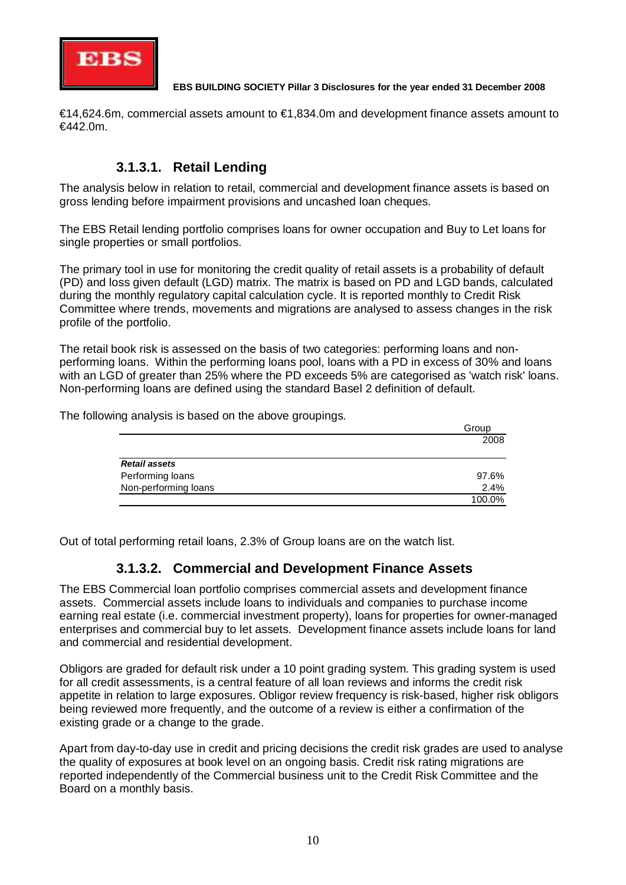€14,624.6m, commercial assets amount to €1,834.0m and development finance assets amount to €442.0m.

### 3.1.3.1. Retail Lending

The analysis below in relation to retail, commercial and development finance assets is based on gross lending before impairment provisions and uncashed loan cheques.

The EBS Retail lending portfolio comprises loans for owner occupation and Buy to Let loans for single properties or small portfolios.

The primary tool in use for monitoring the credit quality of retail assets is a probability of default (PD) and loss given default (LGD) matrix. The matrix is based on PD and LGD bands, calculated during the monthly regulatory capital calculation cycle. It is reported monthly to Credit Risk Committee where trends, movements and migrations are analysed to assess changes in the risk profile of the portfolio.

The retail book risk is assessed on the basis of two categories: performing loans and non-performing loans. Within the performing loans pool, loans with a PD in excess of 30% and loans with an LGD of greater than 25% where the PD exceeds 5% are categorised as 'watch risk' loans. Non-performing loans are defined using the standard Basel 2 definition of default.

The following analysis is based on the above groupings.

| | Group 2008 |
|---|---|
| ***Retail assets*** | |
| Performing loans | 97.6% |
| Non-performing loans | 2.4% |
| | 100.0% |

Out of total performing retail loans, 2.3% of Group loans are on the watch list.

### 3.1.3.2. Commercial and Development Finance Assets

The EBS Commercial loan portfolio comprises commercial assets and development finance assets. Commercial assets include loans to individuals and companies to purchase income earning real estate (i.e. commercial investment property), loans for properties for owner-managed enterprises and commercial buy to let assets. Development finance assets include loans for land and commercial and residential development.

Obligors are graded for default risk under a 10 point grading system. This grading system is used for all credit assessments, is a central feature of all loan reviews and informs the credit risk appetite in relation to large exposures. Obligor review frequency is risk-based, higher risk obligors being reviewed more frequently, and the outcome of a review is either a confirmation of the existing grade or a change to the grade.

Apart from day-to-day use in credit and pricing decisions the credit risk grades are used to analyse the quality of exposures at book level on an ongoing basis. Credit risk rating migrations are reported independently of the Commercial business unit to the Credit Risk Committee and the Board on a monthly basis.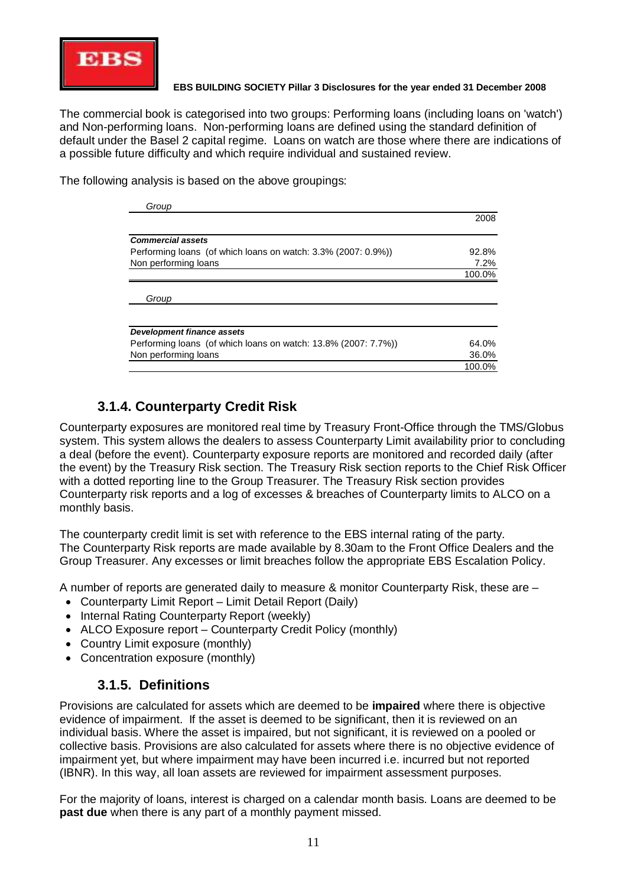The commercial book is categorised into two groups: Performing loans (including loans on 'watch') and Non-performing loans. Non-performing loans are defined using the standard definition of default under the Basel 2 capital regime. Loans on watch are those where there are indications of a possible future difficulty and which require individual and sustained review.

The following analysis is based on the above groupings:

| *Group* | 2008 |
|---|---|
| ***Commercial assets*** | |
| Performing loans (of which loans on watch: 3.3% (2007: 0.9%)) | 92.8% |
| Non performing loans | 7.2% |
| | 100.0% |

| *Group* | |
|---|---|
| ***Development finance assets*** | |
| Performing loans (of which loans on watch: 13.8% (2007: 7.7%)) | 64.0% |
| Non performing loans | 36.0% |
| | 100.0% |

### 3.1.4. Counterparty Credit Risk

Counterparty exposures are monitored real time by Treasury Front-Office through the TMS/Globus system. This system allows the dealers to assess Counterparty Limit availability prior to concluding a deal (before the event). Counterparty exposure reports are monitored and recorded daily (after the event) by the Treasury Risk section. The Treasury Risk section reports to the Chief Risk Officer with a dotted reporting line to the Group Treasurer. The Treasury Risk section provides Counterparty risk reports and a log of excesses & breaches of Counterparty limits to ALCO on a monthly basis.

The counterparty credit limit is set with reference to the EBS internal rating of the party. The Counterparty Risk reports are made available by 8.30am to the Front Office Dealers and the Group Treasurer. Any excesses or limit breaches follow the appropriate EBS Escalation Policy.

A number of reports are generated daily to measure & monitor Counterparty Risk, these are –

- Counterparty Limit Report – Limit Detail Report (Daily)
- Internal Rating Counterparty Report (weekly)
- ALCO Exposure report – Counterparty Credit Policy (monthly)
- Country Limit exposure (monthly)
- Concentration exposure (monthly)

### 3.1.5. Definitions

Provisions are calculated for assets which are deemed to be **impaired** where there is objective evidence of impairment. If the asset is deemed to be significant, then it is reviewed on an individual basis. Where the asset is impaired, but not significant, it is reviewed on a pooled or collective basis. Provisions are also calculated for assets where there is no objective evidence of impairment yet, but where impairment may have been incurred i.e. incurred but not reported (IBNR). In this way, all loan assets are reviewed for impairment assessment purposes.

For the majority of loans, interest is charged on a calendar month basis. Loans are deemed to be **past due** when there is any part of a monthly payment missed.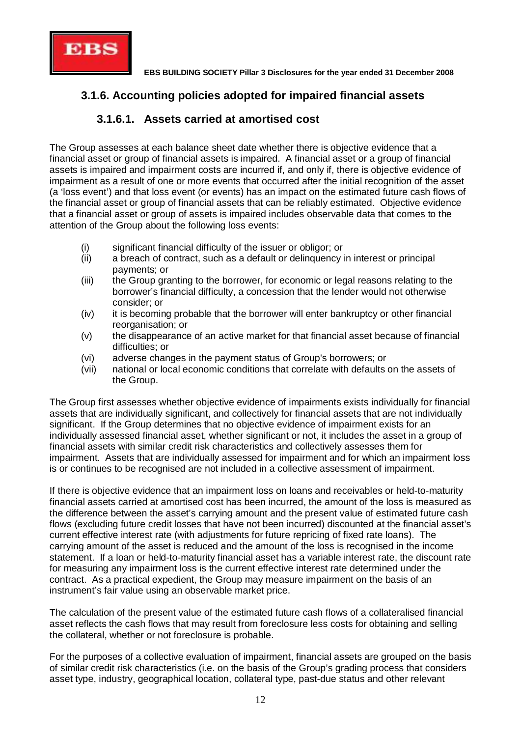## 3.1.6. Accounting policies adopted for impaired financial assets

### 3.1.6.1. Assets carried at amortised cost

The Group assesses at each balance sheet date whether there is objective evidence that a financial asset or group of financial assets is impaired. A financial asset or a group of financial assets is impaired and impairment costs are incurred if, and only if, there is objective evidence of impairment as a result of one or more events that occurred after the initial recognition of the asset (a 'loss event') and that loss event (or events) has an impact on the estimated future cash flows of the financial asset or group of financial assets that can be reliably estimated. Objective evidence that a financial asset or group of assets is impaired includes observable data that comes to the attention of the Group about the following loss events:

(i) significant financial difficulty of the issuer or obligor; or
(ii) a breach of contract, such as a default or delinquency in interest or principal payments; or
(iii) the Group granting to the borrower, for economic or legal reasons relating to the borrower's financial difficulty, a concession that the lender would not otherwise consider; or
(iv) it is becoming probable that the borrower will enter bankruptcy or other financial reorganisation; or
(v) the disappearance of an active market for that financial asset because of financial difficulties; or
(vi) adverse changes in the payment status of Group's borrowers; or
(vii) national or local economic conditions that correlate with defaults on the assets of the Group.

The Group first assesses whether objective evidence of impairments exists individually for financial assets that are individually significant, and collectively for financial assets that are not individually significant. If the Group determines that no objective evidence of impairment exists for an individually assessed financial asset, whether significant or not, it includes the asset in a group of financial assets with similar credit risk characteristics and collectively assesses them for impairment. Assets that are individually assessed for impairment and for which an impairment loss is or continues to be recognised are not included in a collective assessment of impairment.

If there is objective evidence that an impairment loss on loans and receivables or held-to-maturity financial assets carried at amortised cost has been incurred, the amount of the loss is measured as the difference between the asset's carrying amount and the present value of estimated future cash flows (excluding future credit losses that have not been incurred) discounted at the financial asset's current effective interest rate (with adjustments for future repricing of fixed rate loans). The carrying amount of the asset is reduced and the amount of the loss is recognised in the income statement. If a loan or held-to-maturity financial asset has a variable interest rate, the discount rate for measuring any impairment loss is the current effective interest rate determined under the contract. As a practical expedient, the Group may measure impairment on the basis of an instrument's fair value using an observable market price.

The calculation of the present value of the estimated future cash flows of a collateralised financial asset reflects the cash flows that may result from foreclosure less costs for obtaining and selling the collateral, whether or not foreclosure is probable.

For the purposes of a collective evaluation of impairment, financial assets are grouped on the basis of similar credit risk characteristics (i.e. on the basis of the Group's grading process that considers asset type, industry, geographical location, collateral type, past-due status and other relevant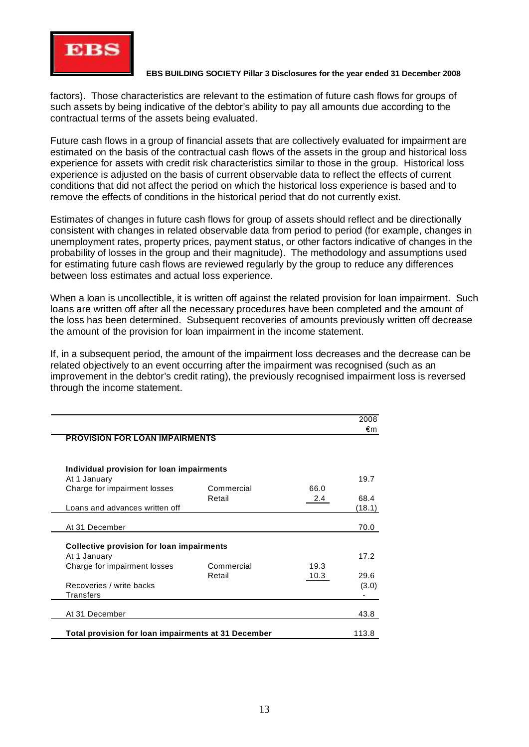factors). Those characteristics are relevant to the estimation of future cash flows for groups of such assets by being indicative of the debtor's ability to pay all amounts due according to the contractual terms of the assets being evaluated.

Future cash flows in a group of financial assets that are collectively evaluated for impairment are estimated on the basis of the contractual cash flows of the assets in the group and historical loss experience for assets with credit risk characteristics similar to those in the group. Historical loss experience is adjusted on the basis of current observable data to reflect the effects of current conditions that did not affect the period on which the historical loss experience is based and to remove the effects of conditions in the historical period that do not currently exist.

Estimates of changes in future cash flows for group of assets should reflect and be directionally consistent with changes in related observable data from period to period (for example, changes in unemployment rates, property prices, payment status, or other factors indicative of changes in the probability of losses in the group and their magnitude). The methodology and assumptions used for estimating future cash flows are reviewed regularly by the group to reduce any differences between loss estimates and actual loss experience.

When a loan is uncollectible, it is written off against the related provision for loan impairment. Such loans are written off after all the necessary procedures have been completed and the amount of the loss has been determined. Subsequent recoveries of amounts previously written off decrease the amount of the provision for loan impairment in the income statement.

If, in a subsequent period, the amount of the impairment loss decreases and the decrease can be related objectively to an event occurring after the impairment was recognised (such as an improvement in the debtor's credit rating), the previously recognised impairment loss is reversed through the income statement.

| | | | 2008 €m |
|---|---|---|---|
| **PROVISION FOR LOAN IMPAIRMENTS** | | | |
| **Individual provision for loan impairments** | | | |
| At 1 January | | | 19.7 |
| Charge for impairment losses | Commercial | 66.0 | |
| | Retail | 2.4 | 68.4 |
| Loans and advances written off | | | (18.1) |
| At 31 December | | | 70.0 |
| **Collective provision for loan impairments** | | | |
| At 1 January | | | 17.2 |
| Charge for impairment losses | Commercial | 19.3 | |
| | Retail | 10.3 | 29.6 |
| Recoveries / write backs | | | (3.0) |
| Transfers | | | - |
| At 31 December | | | 43.8 |
| **Total provision for loan impairments at 31 December** | | | 113.8 |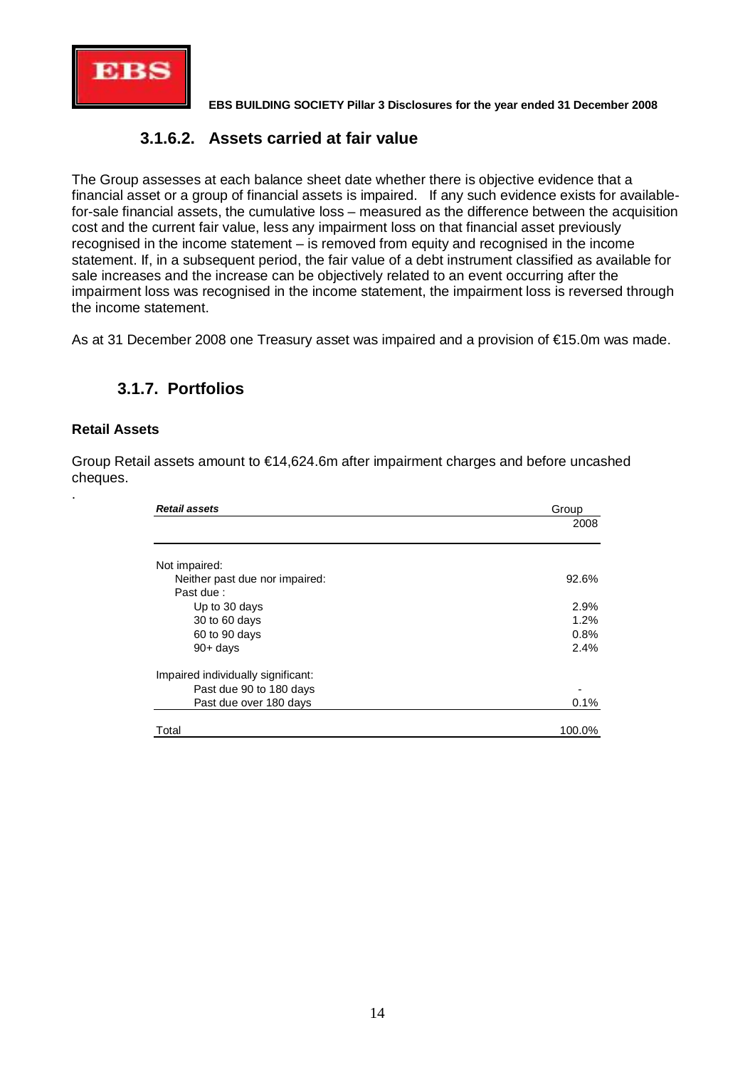### 3.1.6.2. Assets carried at fair value

The Group assesses at each balance sheet date whether there is objective evidence that a financial asset or a group of financial assets is impaired. If any such evidence exists for available-for-sale financial assets, the cumulative loss – measured as the difference between the acquisition cost and the current fair value, less any impairment loss on that financial asset previously recognised in the income statement – is removed from equity and recognised in the income statement. If, in a subsequent period, the fair value of a debt instrument classified as available for sale increases and the increase can be objectively related to an event occurring after the impairment loss was recognised in the income statement, the impairment loss is reversed through the income statement.

As at 31 December 2008 one Treasury asset was impaired and a provision of €15.0m was made.

## 3.1.7. Portfolios

**Retail Assets**

Group Retail assets amount to €14,624.6m after impairment charges and before uncashed cheques.

.

| ***Retail assets*** | Group 2008 |
|---|---|
| Not impaired: | |
| Neither past due nor impaired: | 92.6% |
| Past due : | |
| Up to 30 days | 2.9% |
| 30 to 60 days | 1.2% |
| 60 to 90 days | 0.8% |
| 90+ days | 2.4% |
| Impaired individually significant: | |
| Past due 90 to 180 days | - |
| Past due over 180 days | 0.1% |
| Total | 100.0% |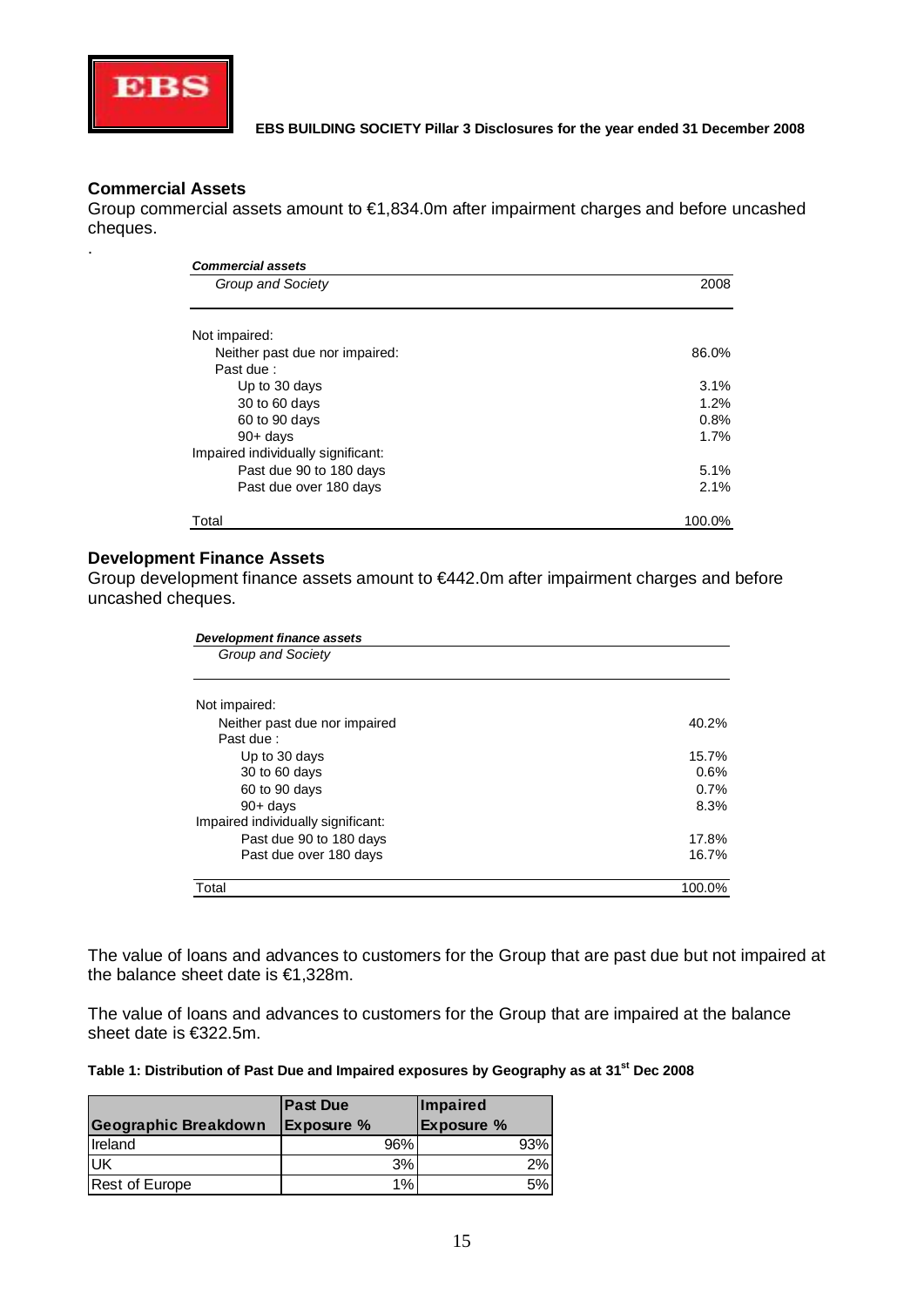## Commercial Assets

Group commercial assets amount to €1,834.0m after impairment charges and before uncashed cheques.

.

| *Commercial assets* | |
|---|---|
| *Group and Society* | 2008 |
| Not impaired: | |
| Neither past due nor impaired: | 86.0% |
| Past due : | |
| Up to 30 days | 3.1% |
| 30 to 60 days | 1.2% |
| 60 to 90 days | 0.8% |
| 90+ days | 1.7% |
| Impaired individually significant: | |
| Past due 90 to 180 days | 5.1% |
| Past due over 180 days | 2.1% |
| Total | 100.0% |

## Development Finance Assets

Group development finance assets amount to €442.0m after impairment charges and before uncashed cheques.

| *Development finance assets* | |
|---|---|
| *Group and Society* | |
| Not impaired: | |
| Neither past due nor impaired | 40.2% |
| Past due : | |
| Up to 30 days | 15.7% |
| 30 to 60 days | 0.6% |
| 60 to 90 days | 0.7% |
| 90+ days | 8.3% |
| Impaired individually significant: | |
| Past due 90 to 180 days | 17.8% |
| Past due over 180 days | 16.7% |
| Total | 100.0% |

The value of loans and advances to customers for the Group that are past due but not impaired at the balance sheet date is €1,328m.

The value of loans and advances to customers for the Group that are impaired at the balance sheet date is €322.5m.

**Table 1: Distribution of Past Due and Impaired exposures by Geography as at 31st Dec 2008**

| Geographic Breakdown | Past Due Exposure % | Impaired Exposure % |
|---|---|---|
| Ireland | 96% | 93% |
| UK | 3% | 2% |
| Rest of Europe | 1% | 5% |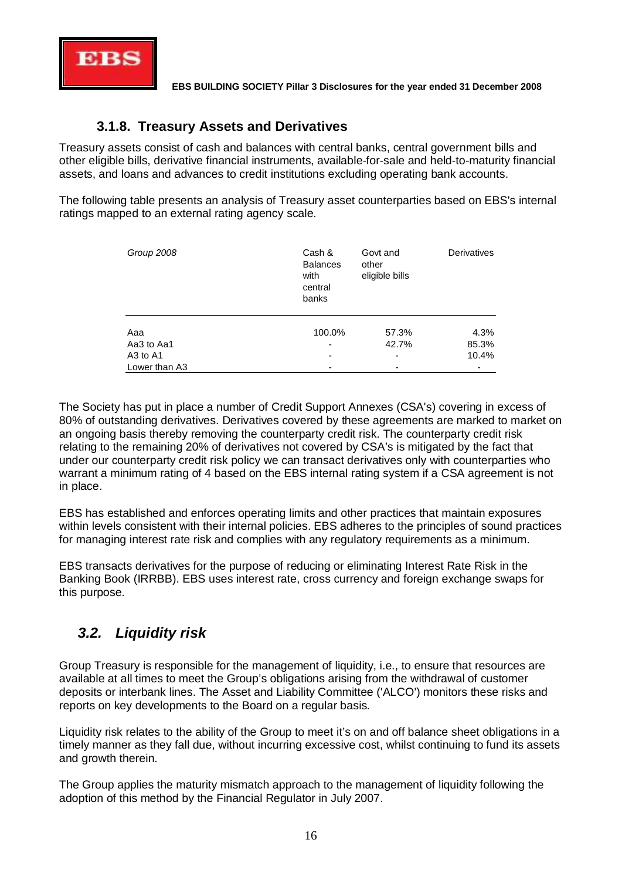### 3.1.8. Treasury Assets and Derivatives

Treasury assets consist of cash and balances with central banks, central government bills and other eligible bills, derivative financial instruments, available-for-sale and held-to-maturity financial assets, and loans and advances to credit institutions excluding operating bank accounts.

The following table presents an analysis of Treasury asset counterparties based on EBS's internal ratings mapped to an external rating agency scale.

| *Group 2008* | Cash & Balances with central banks | Govt and other eligible bills | Derivatives |
|---|---|---|---|
| Aaa | 100.0% | 57.3% | 4.3% |
| Aa3 to Aa1 | - | 42.7% | 85.3% |
| A3 to A1 | - | - | 10.4% |
| Lower than A3 | - | - | - |

The Society has put in place a number of Credit Support Annexes (CSA's) covering in excess of 80% of outstanding derivatives. Derivatives covered by these agreements are marked to market on an ongoing basis thereby removing the counterparty credit risk. The counterparty credit risk relating to the remaining 20% of derivatives not covered by CSA's is mitigated by the fact that under our counterparty credit risk policy we can transact derivatives only with counterparties who warrant a minimum rating of 4 based on the EBS internal rating system if a CSA agreement is not in place.

EBS has established and enforces operating limits and other practices that maintain exposures within levels consistent with their internal policies. EBS adheres to the principles of sound practices for managing interest rate risk and complies with any regulatory requirements as a minimum.

EBS transacts derivatives for the purpose of reducing or eliminating Interest Rate Risk in the Banking Book (IRRBB). EBS uses interest rate, cross currency and foreign exchange swaps for this purpose.

## *3.2. Liquidity risk*

Group Treasury is responsible for the management of liquidity, i.e., to ensure that resources are available at all times to meet the Group's obligations arising from the withdrawal of customer deposits or interbank lines. The Asset and Liability Committee ('ALCO') monitors these risks and reports on key developments to the Board on a regular basis.

Liquidity risk relates to the ability of the Group to meet it's on and off balance sheet obligations in a timely manner as they fall due, without incurring excessive cost, whilst continuing to fund its assets and growth therein.

The Group applies the maturity mismatch approach to the management of liquidity following the adoption of this method by the Financial Regulator in July 2007.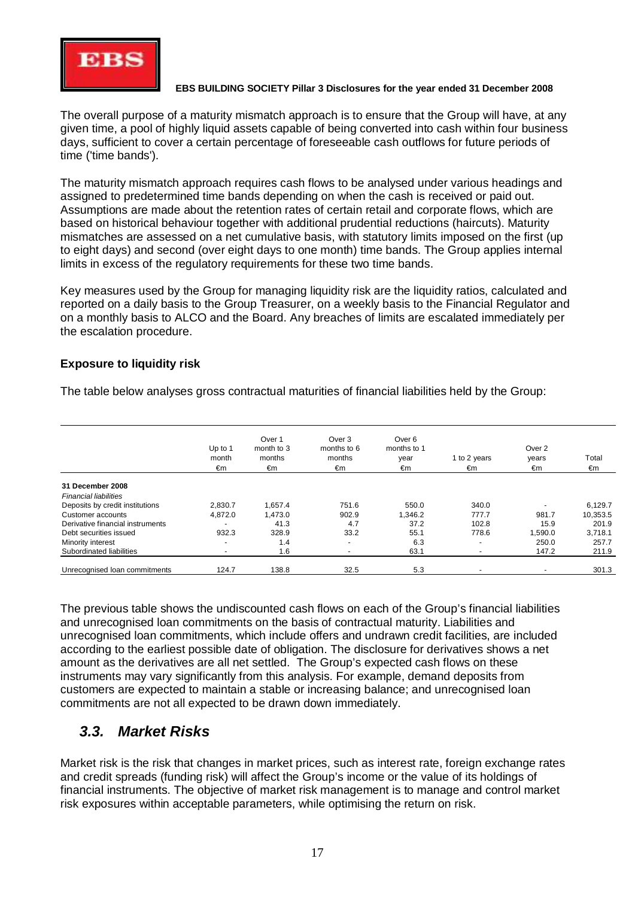The overall purpose of a maturity mismatch approach is to ensure that the Group will have, at any given time, a pool of highly liquid assets capable of being converted into cash within four business days, sufficient to cover a certain percentage of foreseeable cash outflows for future periods of time ('time bands').

The maturity mismatch approach requires cash flows to be analysed under various headings and assigned to predetermined time bands depending on when the cash is received or paid out. Assumptions are made about the retention rates of certain retail and corporate flows, which are based on historical behaviour together with additional prudential reductions (haircuts). Maturity mismatches are assessed on a net cumulative basis, with statutory limits imposed on the first (up to eight days) and second (over eight days to one month) time bands. The Group applies internal limits in excess of the regulatory requirements for these two time bands.

Key measures used by the Group for managing liquidity risk are the liquidity ratios, calculated and reported on a daily basis to the Group Treasurer, on a weekly basis to the Financial Regulator and on a monthly basis to ALCO and the Board. Any breaches of limits are escalated immediately per the escalation procedure.

**Exposure to liquidity risk**

The table below analyses gross contractual maturities of financial liabilities held by the Group:

| | Up to 1 month €m | Over 1 month to 3 months €m | Over 3 months to 6 months €m | Over 6 months to 1 year €m | 1 to 2 years €m | Over 2 years €m | Total €m |
|---|---|---|---|---|---|---|---|
| **31 December 2008** | | | | | | | |
| *Financial liabilities* | | | | | | | |
| Deposits by credit institutions | 2,830.7 | 1,657.4 | 751.6 | 550.0 | 340.0 | - | 6,129.7 |
| Customer accounts | 4,872.0 | 1,473.0 | 902.9 | 1,346.2 | 777.7 | 981.7 | 10,353.5 |
| Derivative financial instruments | - | 41.3 | 4.7 | 37.2 | 102.8 | 15.9 | 201.9 |
| Debt securities issued | 932.3 | 328.9 | 33.2 | 55.1 | 778.6 | 1,590.0 | 3,718.1 |
| Minority interest | - | 1.4 | - | 6.3 | - | 250.0 | 257.7 |
| Subordinated liabilities | - | 1.6 | - | 63.1 | - | 147.2 | 211.9 |
| Unrecognised loan commitments | 124.7 | 138.8 | 32.5 | 5.3 | - | - | 301.3 |

The previous table shows the undiscounted cash flows on each of the Group's financial liabilities and unrecognised loan commitments on the basis of contractual maturity. Liabilities and unrecognised loan commitments, which include offers and undrawn credit facilities, are included according to the earliest possible date of obligation. The disclosure for derivatives shows a net amount as the derivatives are all net settled. The Group's expected cash flows on these instruments may vary significantly from this analysis. For example, demand deposits from customers are expected to maintain a stable or increasing balance; and unrecognised loan commitments are not all expected to be drawn down immediately.

## *3.3. Market Risks*

Market risk is the risk that changes in market prices, such as interest rate, foreign exchange rates and credit spreads (funding risk) will affect the Group's income or the value of its holdings of financial instruments. The objective of market risk management is to manage and control market risk exposures within acceptable parameters, while optimising the return on risk.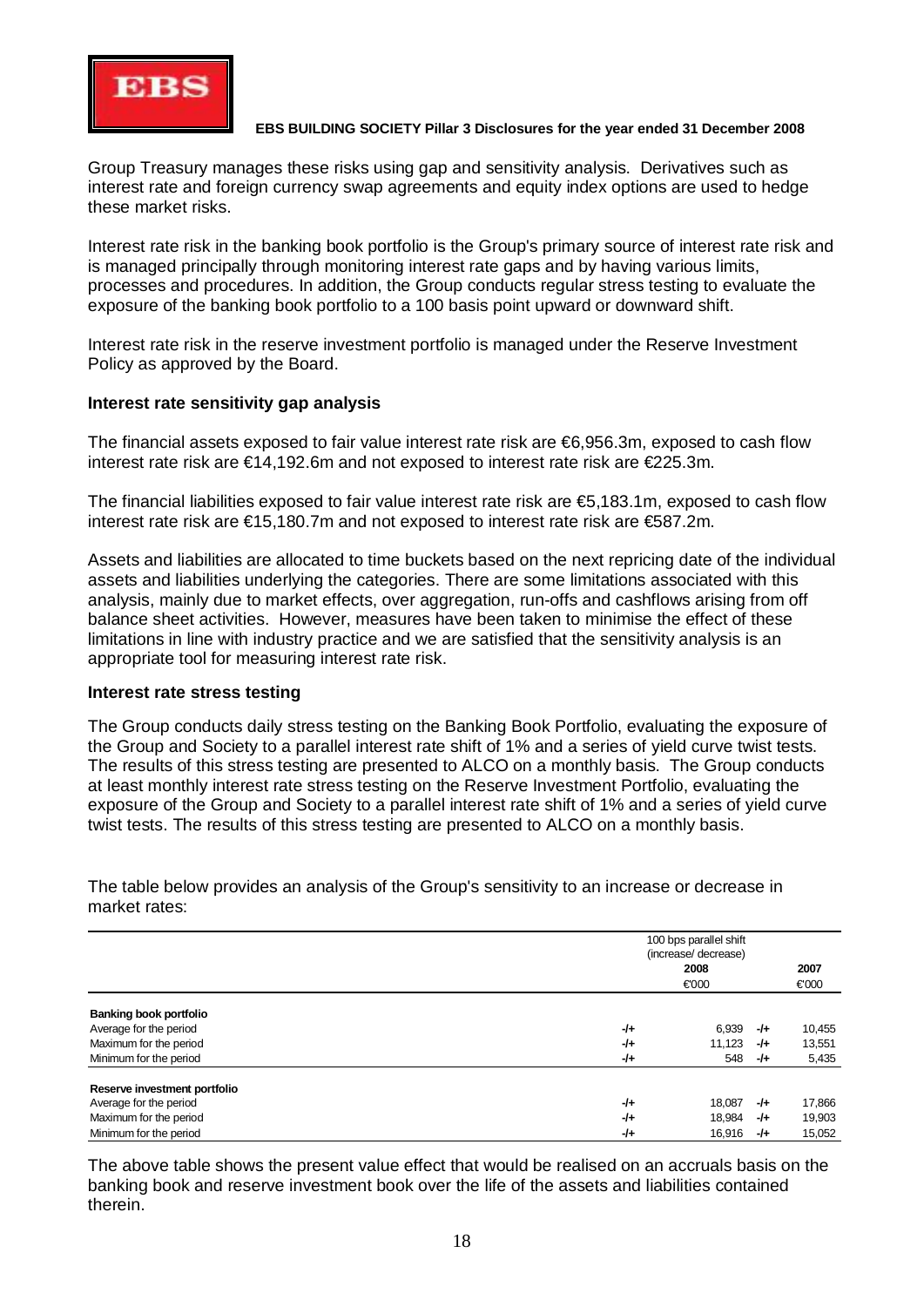Group Treasury manages these risks using gap and sensitivity analysis. Derivatives such as interest rate and foreign currency swap agreements and equity index options are used to hedge these market risks.

Interest rate risk in the banking book portfolio is the Group's primary source of interest rate risk and is managed principally through monitoring interest rate gaps and by having various limits, processes and procedures. In addition, the Group conducts regular stress testing to evaluate the exposure of the banking book portfolio to a 100 basis point upward or downward shift.

Interest rate risk in the reserve investment portfolio is managed under the Reserve Investment Policy as approved by the Board.

**Interest rate sensitivity gap analysis**

The financial assets exposed to fair value interest rate risk are €6,956.3m, exposed to cash flow interest rate risk are €14,192.6m and not exposed to interest rate risk are €225.3m.

The financial liabilities exposed to fair value interest rate risk are €5,183.1m, exposed to cash flow interest rate risk are €15,180.7m and not exposed to interest rate risk are €587.2m.

Assets and liabilities are allocated to time buckets based on the next repricing date of the individual assets and liabilities underlying the categories. There are some limitations associated with this analysis, mainly due to market effects, over aggregation, run-offs and cashflows arising from off balance sheet activities. However, measures have been taken to minimise the effect of these limitations in line with industry practice and we are satisfied that the sensitivity analysis is an appropriate tool for measuring interest rate risk.

**Interest rate stress testing**

The Group conducts daily stress testing on the Banking Book Portfolio, evaluating the exposure of the Group and Society to a parallel interest rate shift of 1% and a series of yield curve twist tests. The results of this stress testing are presented to ALCO on a monthly basis. The Group conducts at least monthly interest rate stress testing on the Reserve Investment Portfolio, evaluating the exposure of the Group and Society to a parallel interest rate shift of 1% and a series of yield curve twist tests. The results of this stress testing are presented to ALCO on a monthly basis.

The table below provides an analysis of the Group's sensitivity to an increase or decrease in market rates:

| | 100 bps parallel shift (increase/ decrease) | | | |
|---|---|---|---|---|
| | | 2008 €'000 | | 2007 €'000 |
| **Banking book portfolio** | | | | |
| Average for the period | -/+ | 6,939 | -/+ | 10,455 |
| Maximum for the period | -/+ | 11,123 | -/+ | 13,551 |
| Minimum for the period | -/+ | 548 | -/+ | 5,435 |
| **Reserve investment portfolio** | | | | |
| Average for the period | -/+ | 18,087 | -/+ | 17,866 |
| Maximum for the period | -/+ | 18,984 | -/+ | 19,903 |
| Minimum for the period | -/+ | 16,916 | -/+ | 15,052 |

The above table shows the present value effect that would be realised on an accruals basis on the banking book and reserve investment book over the life of the assets and liabilities contained therein.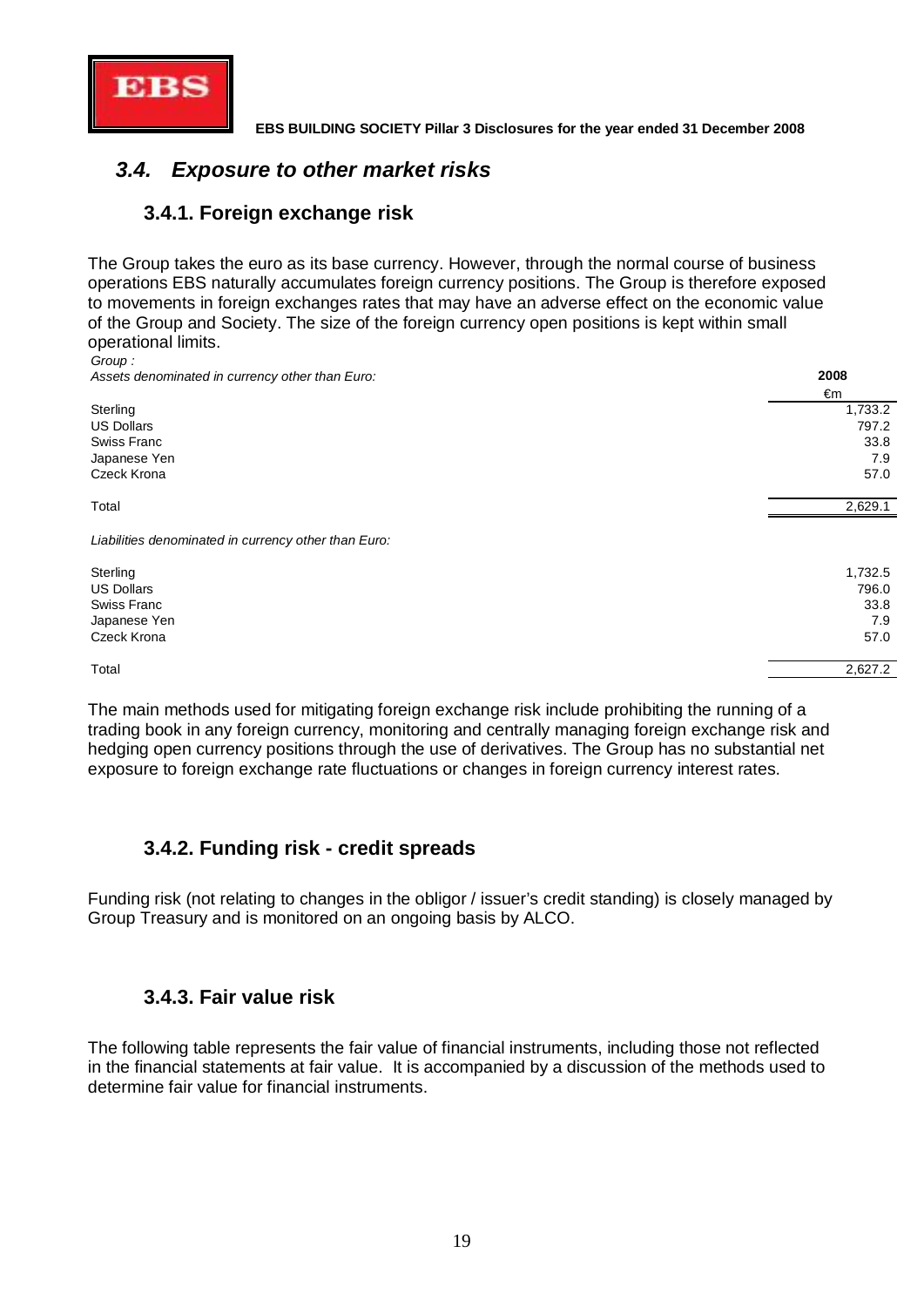## 3.4. Exposure to other market risks

### 3.4.1. Foreign exchange risk

The Group takes the euro as its base currency. However, through the normal course of business operations EBS naturally accumulates foreign currency positions. The Group is therefore exposed to movements in foreign exchanges rates that may have an adverse effect on the economic value of the Group and Society. The size of the foreign currency open positions is kept within small operational limits.

*Group :*

| *Assets denominated in currency other than Euro:* | **2008** |
|---|---|
| | €m |
| Sterling | 1,733.2 |
| US Dollars | 797.2 |
| Swiss Franc | 33.8 |
| Japanese Yen | 7.9 |
| Czeck Krona | 57.0 |
| Total | 2,629.1 |
| *Liabilities denominated in currency other than Euro:* | |
| Sterling | 1,732.5 |
| US Dollars | 796.0 |
| Swiss Franc | 33.8 |
| Japanese Yen | 7.9 |
| Czeck Krona | 57.0 |
| Total | 2,627.2 |

The main methods used for mitigating foreign exchange risk include prohibiting the running of a trading book in any foreign currency, monitoring and centrally managing foreign exchange risk and hedging open currency positions through the use of derivatives. The Group has no substantial net exposure to foreign exchange rate fluctuations or changes in foreign currency interest rates.

### 3.4.2. Funding risk - credit spreads

Funding risk (not relating to changes in the obligor / issuer's credit standing) is closely managed by Group Treasury and is monitored on an ongoing basis by ALCO.

### 3.4.3. Fair value risk

The following table represents the fair value of financial instruments, including those not reflected in the financial statements at fair value. It is accompanied by a discussion of the methods used to determine fair value for financial instruments.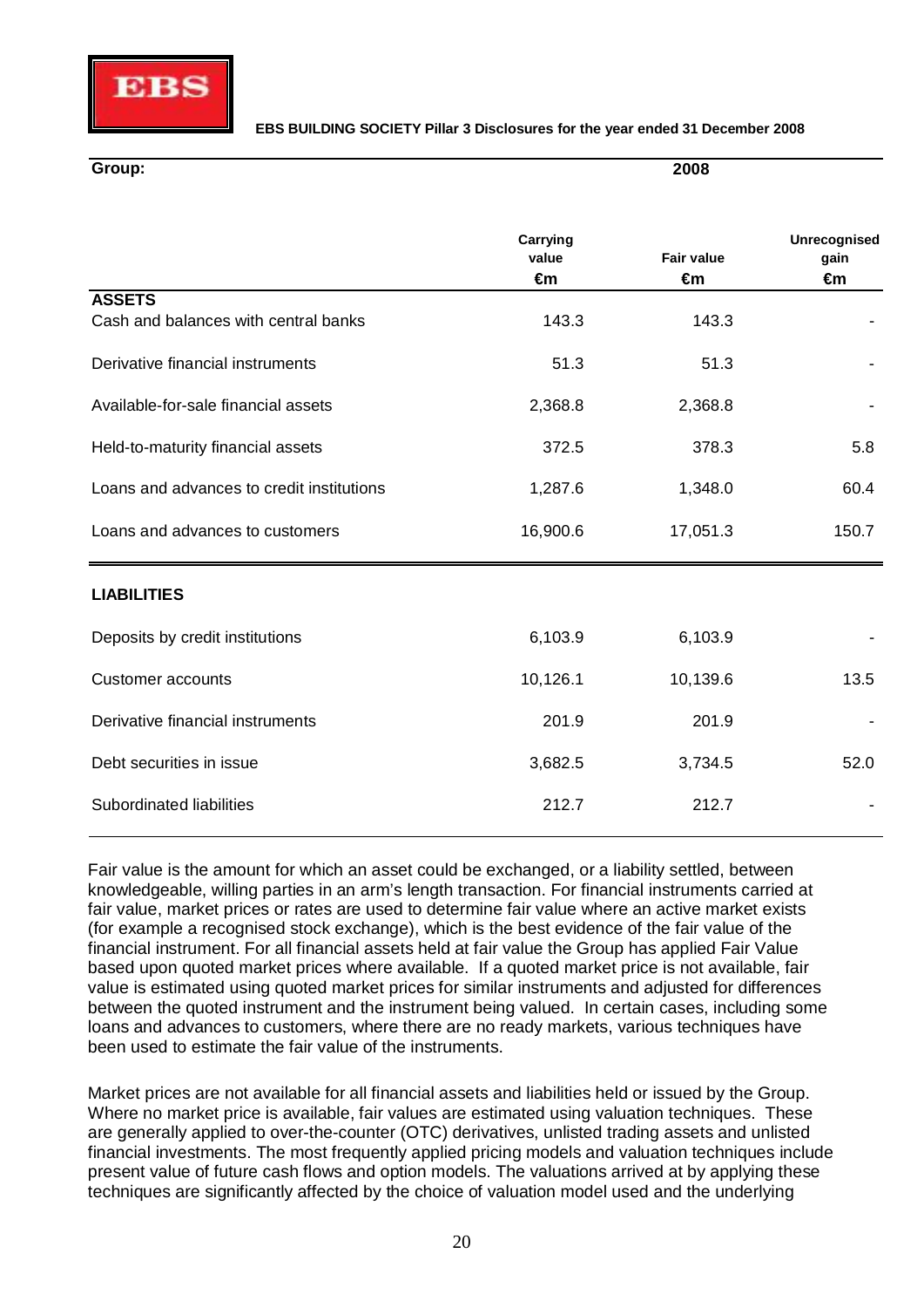**Group:**

| | 2008 | | |
|---|---|---|---|
| | Carrying value €m | Fair value €m | Unrecognised gain €m |
| **ASSETS** | | | |
| Cash and balances with central banks | 143.3 | 143.3 | - |
| Derivative financial instruments | 51.3 | 51.3 | - |
| Available-for-sale financial assets | 2,368.8 | 2,368.8 | - |
| Held-to-maturity financial assets | 372.5 | 378.3 | 5.8 |
| Loans and advances to credit institutions | 1,287.6 | 1,348.0 | 60.4 |
| Loans and advances to customers | 16,900.6 | 17,051.3 | 150.7 |
| **LIABILITIES** | | | |
| Deposits by credit institutions | 6,103.9 | 6,103.9 | - |
| Customer accounts | 10,126.1 | 10,139.6 | 13.5 |
| Derivative financial instruments | 201.9 | 201.9 | - |
| Debt securities in issue | 3,682.5 | 3,734.5 | 52.0 |
| Subordinated liabilities | 212.7 | 212.7 | - |

Fair value is the amount for which an asset could be exchanged, or a liability settled, between knowledgeable, willing parties in an arm's length transaction. For financial instruments carried at fair value, market prices or rates are used to determine fair value where an active market exists (for example a recognised stock exchange), which is the best evidence of the fair value of the financial instrument. For all financial assets held at fair value the Group has applied Fair Value based upon quoted market prices where available. If a quoted market price is not available, fair value is estimated using quoted market prices for similar instruments and adjusted for differences between the quoted instrument and the instrument being valued. In certain cases, including some loans and advances to customers, where there are no ready markets, various techniques have been used to estimate the fair value of the instruments.

Market prices are not available for all financial assets and liabilities held or issued by the Group. Where no market price is available, fair values are estimated using valuation techniques. These are generally applied to over-the-counter (OTC) derivatives, unlisted trading assets and unlisted financial investments. The most frequently applied pricing models and valuation techniques include present value of future cash flows and option models. The valuations arrived at by applying these techniques are significantly affected by the choice of valuation model used and the underlying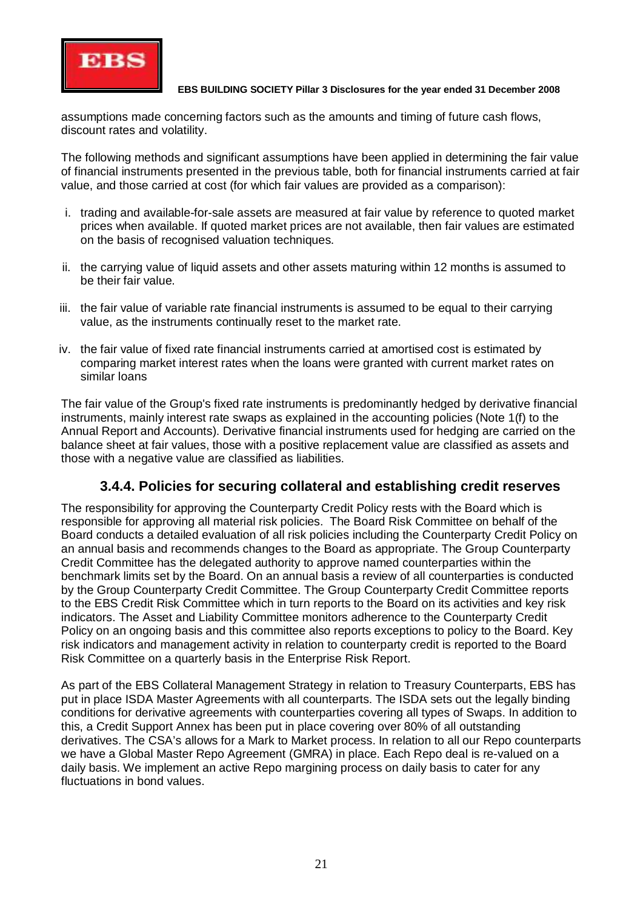assumptions made concerning factors such as the amounts and timing of future cash flows, discount rates and volatility.

The following methods and significant assumptions have been applied in determining the fair value of financial instruments presented in the previous table, both for financial instruments carried at fair value, and those carried at cost (for which fair values are provided as a comparison):

i. trading and available-for-sale assets are measured at fair value by reference to quoted market prices when available. If quoted market prices are not available, then fair values are estimated on the basis of recognised valuation techniques.

ii. the carrying value of liquid assets and other assets maturing within 12 months is assumed to be their fair value.

iii. the fair value of variable rate financial instruments is assumed to be equal to their carrying value, as the instruments continually reset to the market rate.

iv. the fair value of fixed rate financial instruments carried at amortised cost is estimated by comparing market interest rates when the loans were granted with current market rates on similar loans

The fair value of the Group's fixed rate instruments is predominantly hedged by derivative financial instruments, mainly interest rate swaps as explained in the accounting policies (Note 1(f) to the Annual Report and Accounts). Derivative financial instruments used for hedging are carried on the balance sheet at fair values, those with a positive replacement value are classified as assets and those with a negative value are classified as liabilities.

### 3.4.4. Policies for securing collateral and establishing credit reserves

The responsibility for approving the Counterparty Credit Policy rests with the Board which is responsible for approving all material risk policies. The Board Risk Committee on behalf of the Board conducts a detailed evaluation of all risk policies including the Counterparty Credit Policy on an annual basis and recommends changes to the Board as appropriate. The Group Counterparty Credit Committee has the delegated authority to approve named counterparties within the benchmark limits set by the Board. On an annual basis a review of all counterparties is conducted by the Group Counterparty Credit Committee. The Group Counterparty Credit Committee reports to the EBS Credit Risk Committee which in turn reports to the Board on its activities and key risk indicators. The Asset and Liability Committee monitors adherence to the Counterparty Credit Policy on an ongoing basis and this committee also reports exceptions to policy to the Board. Key risk indicators and management activity in relation to counterparty credit is reported to the Board Risk Committee on a quarterly basis in the Enterprise Risk Report.

As part of the EBS Collateral Management Strategy in relation to Treasury Counterparts, EBS has put in place ISDA Master Agreements with all counterparts. The ISDA sets out the legally binding conditions for derivative agreements with counterparties covering all types of Swaps. In addition to this, a Credit Support Annex has been put in place covering over 80% of all outstanding derivatives. The CSA's allows for a Mark to Market process. In relation to all our Repo counterparts we have a Global Master Repo Agreement (GMRA) in place. Each Repo deal is re-valued on a daily basis. We implement an active Repo margining process on daily basis to cater for any fluctuations in bond values.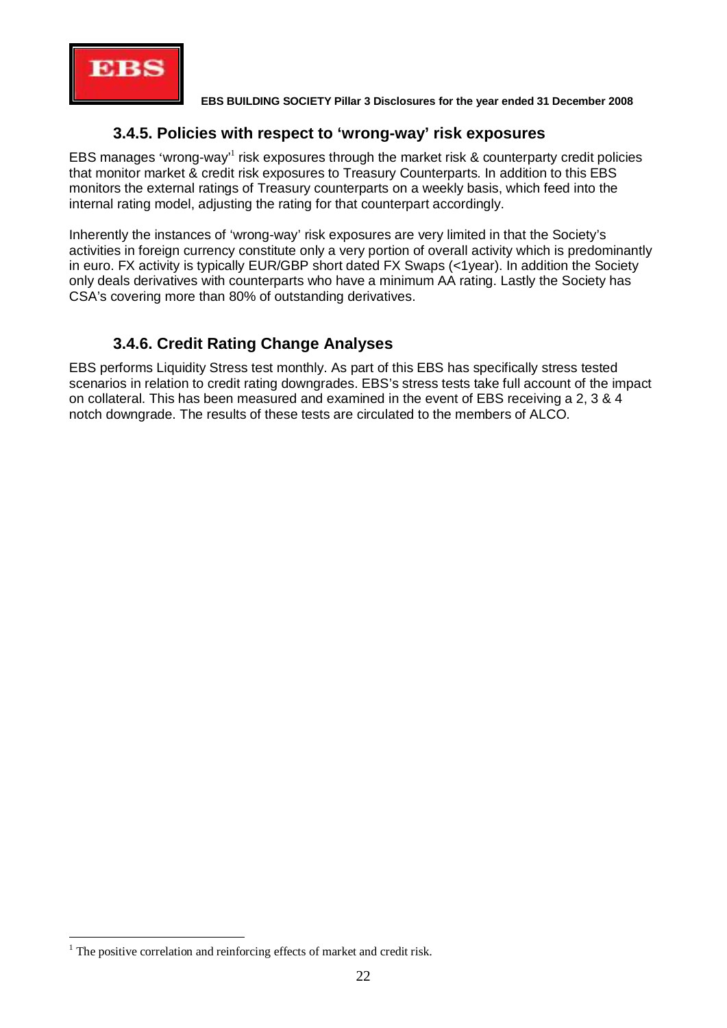### 3.4.5. Policies with respect to 'wrong-way' risk exposures

EBS manages 'wrong-way'[1] risk exposures through the market risk & counterparty credit policies that monitor market & credit risk exposures to Treasury Counterparts. In addition to this EBS monitors the external ratings of Treasury counterparts on a weekly basis, which feed into the internal rating model, adjusting the rating for that counterpart accordingly.

Inherently the instances of 'wrong-way' risk exposures are very limited in that the Society's activities in foreign currency constitute only a very portion of overall activity which is predominantly in euro. FX activity is typically EUR/GBP short dated FX Swaps (<1year). In addition the Society only deals derivatives with counterparts who have a minimum AA rating. Lastly the Society has CSA's covering more than 80% of outstanding derivatives.

### 3.4.6. Credit Rating Change Analyses

EBS performs Liquidity Stress test monthly. As part of this EBS has specifically stress tested scenarios in relation to credit rating downgrades. EBS's stress tests take full account of the impact on collateral. This has been measured and examined in the event of EBS receiving a 2, 3 & 4 notch downgrade. The results of these tests are circulated to the members of ALCO.

---

[1] The positive correlation and reinforcing effects of market and credit risk.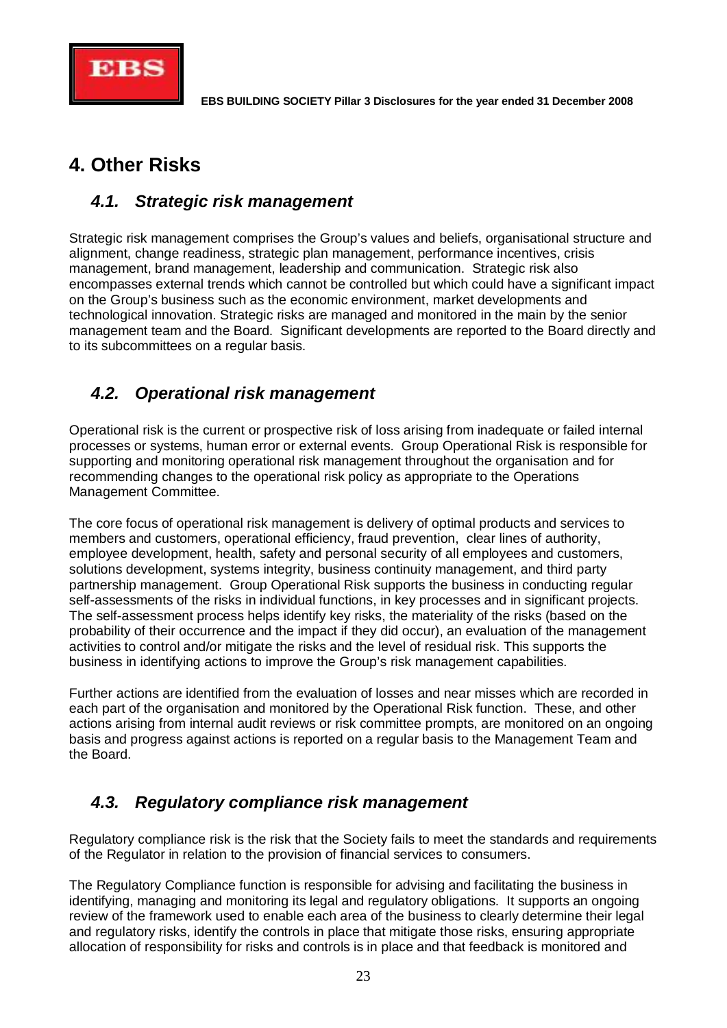# 4. Other Risks

## 4.1. Strategic risk management

Strategic risk management comprises the Group's values and beliefs, organisational structure and alignment, change readiness, strategic plan management, performance incentives, crisis management, brand management, leadership and communication. Strategic risk also encompasses external trends which cannot be controlled but which could have a significant impact on the Group's business such as the economic environment, market developments and technological innovation. Strategic risks are managed and monitored in the main by the senior management team and the Board. Significant developments are reported to the Board directly and to its subcommittees on a regular basis.

## 4.2. Operational risk management

Operational risk is the current or prospective risk of loss arising from inadequate or failed internal processes or systems, human error or external events. Group Operational Risk is responsible for supporting and monitoring operational risk management throughout the organisation and for recommending changes to the operational risk policy as appropriate to the Operations Management Committee.

The core focus of operational risk management is delivery of optimal products and services to members and customers, operational efficiency, fraud prevention, clear lines of authority, employee development, health, safety and personal security of all employees and customers, solutions development, systems integrity, business continuity management, and third party partnership management. Group Operational Risk supports the business in conducting regular self-assessments of the risks in individual functions, in key processes and in significant projects. The self-assessment process helps identify key risks, the materiality of the risks (based on the probability of their occurrence and the impact if they did occur), an evaluation of the management activities to control and/or mitigate the risks and the level of residual risk. This supports the business in identifying actions to improve the Group's risk management capabilities.

Further actions are identified from the evaluation of losses and near misses which are recorded in each part of the organisation and monitored by the Operational Risk function. These, and other actions arising from internal audit reviews or risk committee prompts, are monitored on an ongoing basis and progress against actions is reported on a regular basis to the Management Team and the Board.

## 4.3. Regulatory compliance risk management

Regulatory compliance risk is the risk that the Society fails to meet the standards and requirements of the Regulator in relation to the provision of financial services to consumers.

The Regulatory Compliance function is responsible for advising and facilitating the business in identifying, managing and monitoring its legal and regulatory obligations. It supports an ongoing review of the framework used to enable each area of the business to clearly determine their legal and regulatory risks, identify the controls in place that mitigate those risks, ensuring appropriate allocation of responsibility for risks and controls is in place and that feedback is monitored and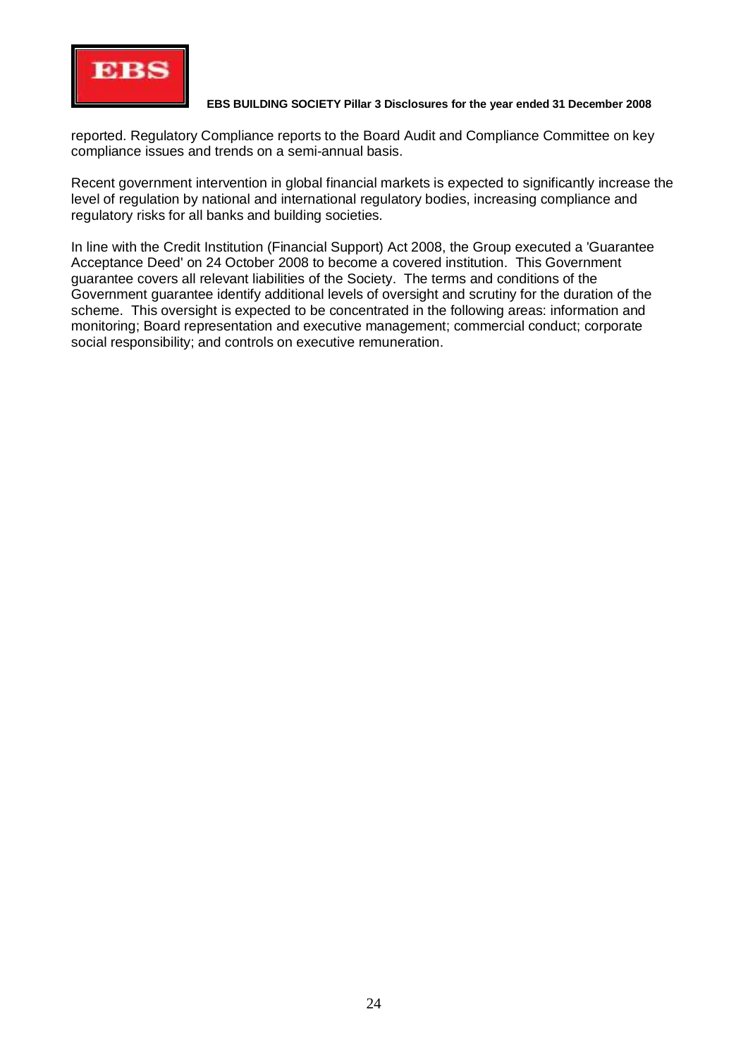reported. Regulatory Compliance reports to the Board Audit and Compliance Committee on key compliance issues and trends on a semi-annual basis.

Recent government intervention in global financial markets is expected to significantly increase the level of regulation by national and international regulatory bodies, increasing compliance and regulatory risks for all banks and building societies.

In line with the Credit Institution (Financial Support) Act 2008, the Group executed a 'Guarantee Acceptance Deed' on 24 October 2008 to become a covered institution. This Government guarantee covers all relevant liabilities of the Society. The terms and conditions of the Government guarantee identify additional levels of oversight and scrutiny for the duration of the scheme. This oversight is expected to be concentrated in the following areas: information and monitoring; Board representation and executive management; commercial conduct; corporate social responsibility; and controls on executive remuneration.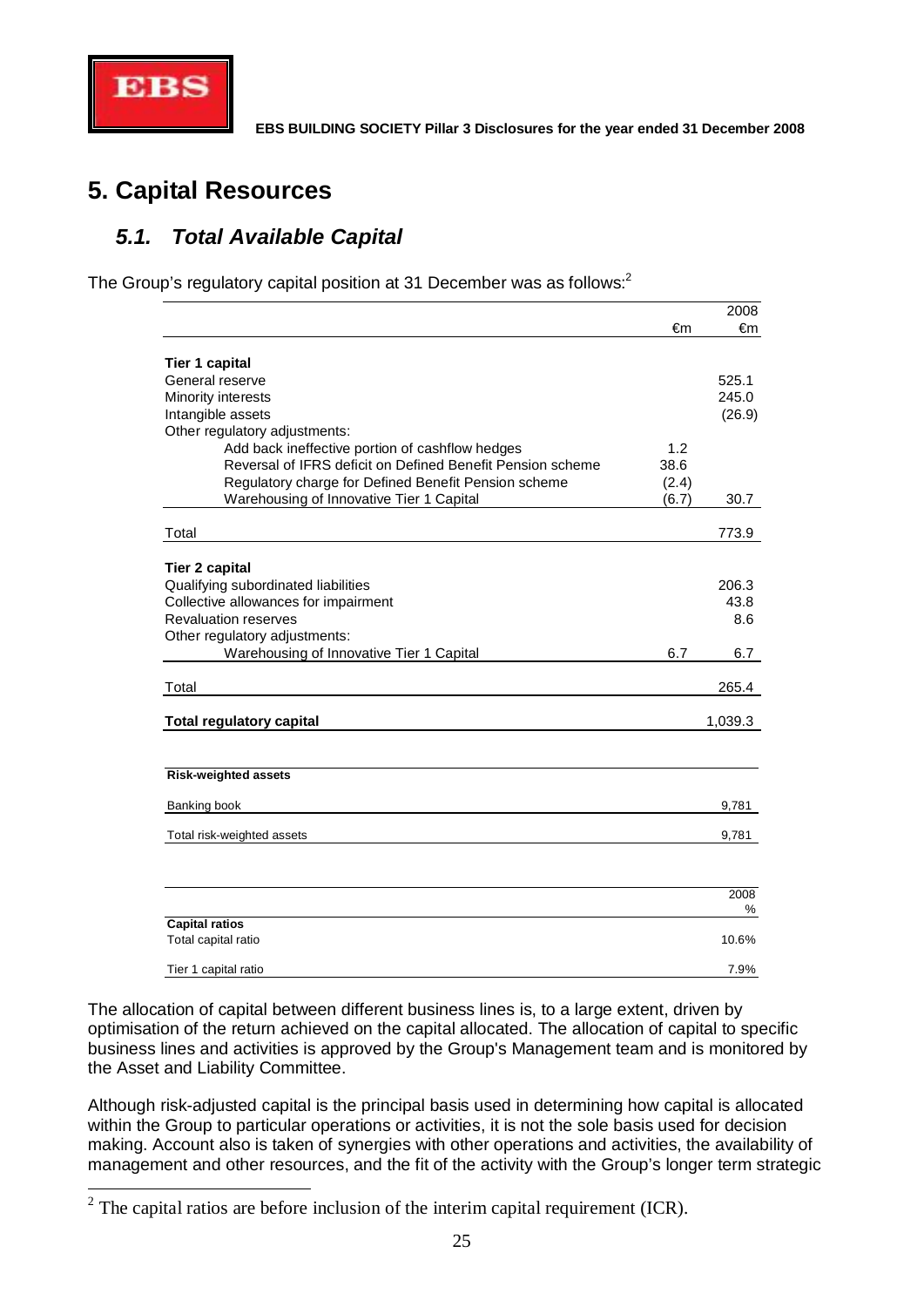# 5. Capital Resources

## 5.1. Total Available Capital

The Group's regulatory capital position at 31 December was as follows:[2]

| | €m | 2008 €m |
|---|---|---|
| **Tier 1 capital** | | |
| General reserve | | 525.1 |
| Minority interests | | 245.0 |
| Intangible assets | | (26.9) |
| Other regulatory adjustments: | | |
| Add back ineffective portion of cashflow hedges | 1.2 | |
| Reversal of IFRS deficit on Defined Benefit Pension scheme | 38.6 | |
| Regulatory charge for Defined Benefit Pension scheme | (2.4) | |
| Warehousing of Innovative Tier 1 Capital | (6.7) | 30.7 |
| Total | | 773.9 |
| **Tier 2 capital** | | |
| Qualifying subordinated liabilities | | 206.3 |
| Collective allowances for impairment | | 43.8 |
| Revaluation reserves | | 8.6 |
| Other regulatory adjustments: | | |
| Warehousing of Innovative Tier 1 Capital | 6.7 | 6.7 |
| Total | | 265.4 |
| **Total regulatory capital** | | 1,039.3 |

| **Risk-weighted assets** | |
|---|---|
| Banking book | 9,781 |
| Total risk-weighted assets | 9,781 |

| | 2008 % |
|---|---|
| **Capital ratios** | |
| Total capital ratio | 10.6% |
| Tier 1 capital ratio | 7.9% |

The allocation of capital between different business lines is, to a large extent, driven by optimisation of the return achieved on the capital allocated. The allocation of capital to specific business lines and activities is approved by the Group's Management team and is monitored by the Asset and Liability Committee.

Although risk-adjusted capital is the principal basis used in determining how capital is allocated within the Group to particular operations or activities, it is not the sole basis used for decision making. Account also is taken of synergies with other operations and activities, the availability of management and other resources, and the fit of the activity with the Group's longer term strategic

[2] The capital ratios are before inclusion of the interim capital requirement (ICR).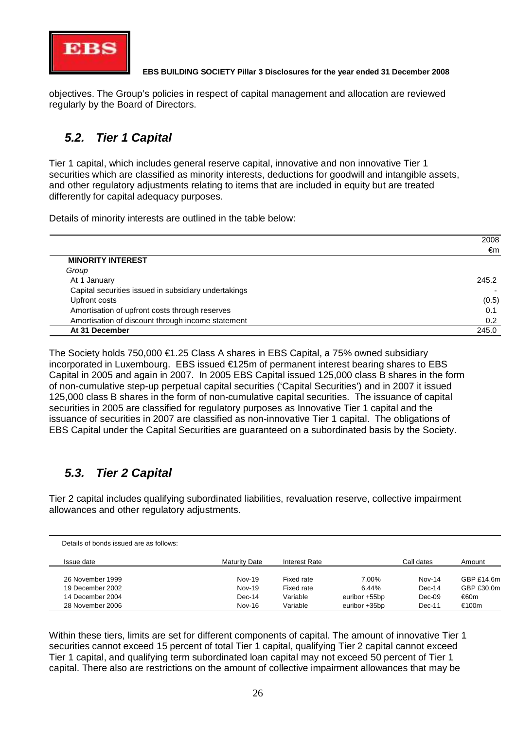objectives. The Group's policies in respect of capital management and allocation are reviewed regularly by the Board of Directors.

## *5.2. Tier 1 Capital*

Tier 1 capital, which includes general reserve capital, innovative and non innovative Tier 1 securities which are classified as minority interests, deductions for goodwill and intangible assets, and other regulatory adjustments relating to items that are included in equity but are treated differently for capital adequacy purposes.

Details of minority interests are outlined in the table below:

| | 2008 |
|---|---|
| | €m |
| **MINORITY INTEREST** | |
| *Group* | |
| At 1 January | 245.2 |
| Capital securities issued in subsidiary undertakings | - |
| Upfront costs | (0.5) |
| Amortisation of upfront costs through reserves | 0.1 |
| Amortisation of discount through income statement | 0.2 |
| **At 31 December** | 245.0 |

The Society holds 750,000 €1.25 Class A shares in EBS Capital, a 75% owned subsidiary incorporated in Luxembourg. EBS issued €125m of permanent interest bearing shares to EBS Capital in 2005 and again in 2007. In 2005 EBS Capital issued 125,000 class B shares in the form of non-cumulative step-up perpetual capital securities ('Capital Securities') and in 2007 it issued 125,000 class B shares in the form of non-cumulative capital securities. The issuance of capital securities in 2005 are classified for regulatory purposes as Innovative Tier 1 capital and the issuance of securities in 2007 are classified as non-innovative Tier 1 capital. The obligations of EBS Capital under the Capital Securities are guaranteed on a subordinated basis by the Society.

## *5.3. Tier 2 Capital*

Tier 2 capital includes qualifying subordinated liabilities, revaluation reserve, collective impairment allowances and other regulatory adjustments.

Details of bonds issued are as follows:

| Issue date | Maturity Date | Interest Rate | | Call dates | Amount |
|---|---|---|---|---|---|
| 26 November 1999 | Nov-19 | Fixed rate | 7.00% | Nov-14 | GBP £14.6m |
| 19 December 2002 | Nov-19 | Fixed rate | 6.44% | Dec-14 | GBP £30.0m |
| 14 December 2004 | Dec-14 | Variable | euribor +55bp | Dec-09 | €60m |
| 28 November 2006 | Nov-16 | Variable | euribor +35bp | Dec-11 | €100m |

Within these tiers, limits are set for different components of capital. The amount of innovative Tier 1 securities cannot exceed 15 percent of total Tier 1 capital, qualifying Tier 2 capital cannot exceed Tier 1 capital, and qualifying term subordinated loan capital may not exceed 50 percent of Tier 1 capital. There also are restrictions on the amount of collective impairment allowances that may be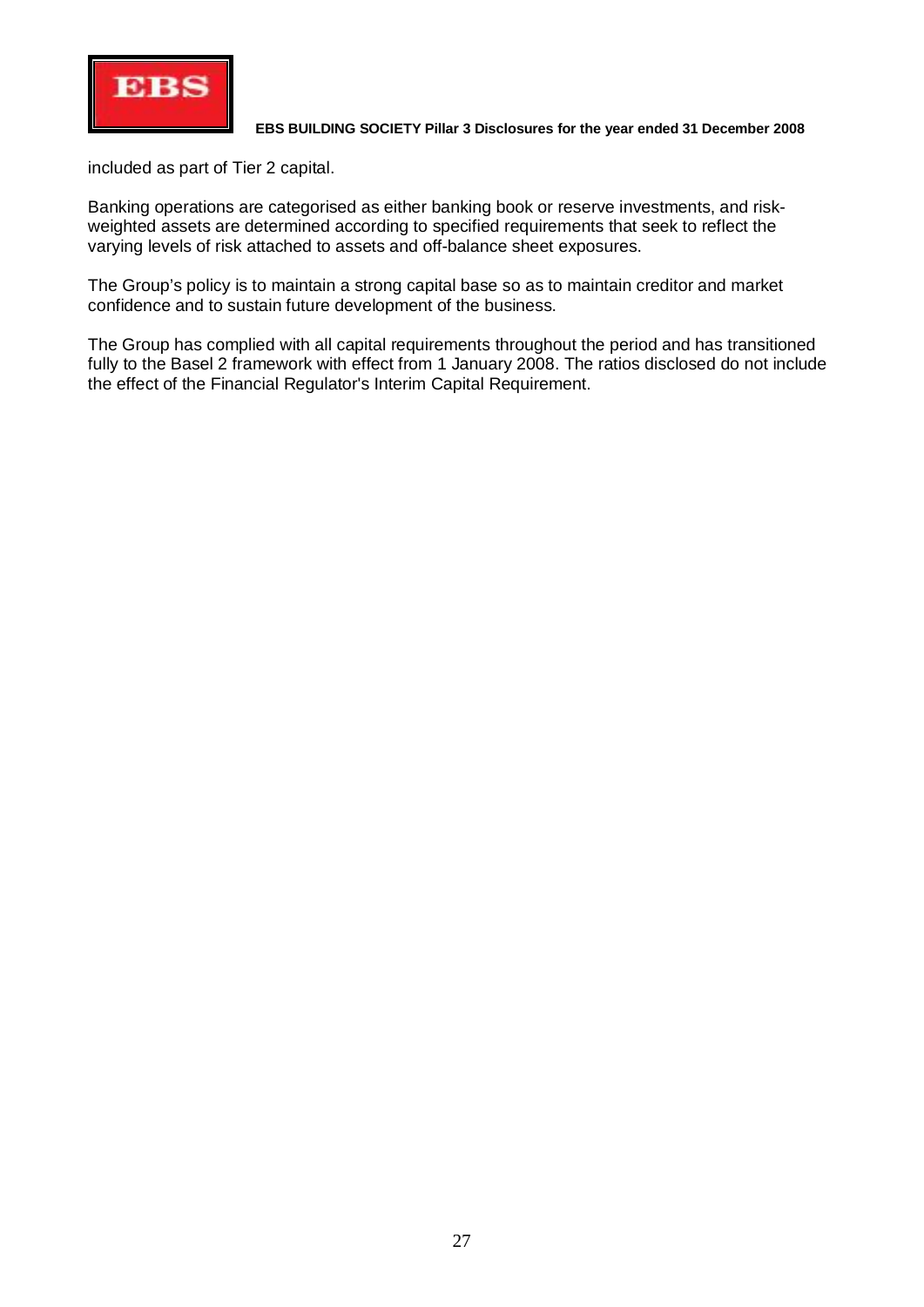included as part of Tier 2 capital.

Banking operations are categorised as either banking book or reserve investments, and risk-weighted assets are determined according to specified requirements that seek to reflect the varying levels of risk attached to assets and off-balance sheet exposures.

The Group's policy is to maintain a strong capital base so as to maintain creditor and market confidence and to sustain future development of the business.

The Group has complied with all capital requirements throughout the period and has transitioned fully to the Basel 2 framework with effect from 1 January 2008. The ratios disclosed do not include the effect of the Financial Regulator's Interim Capital Requirement.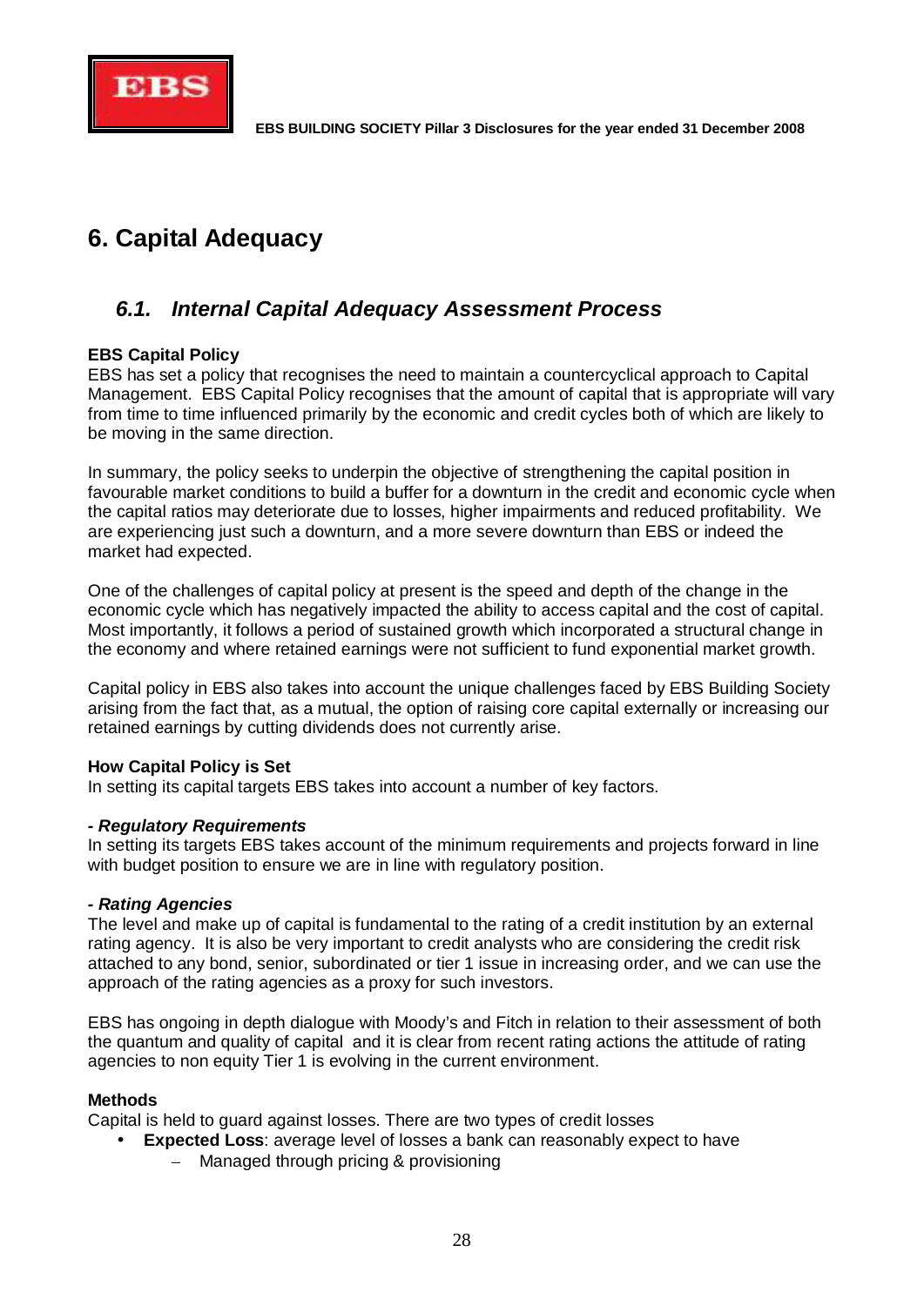# 6. Capital Adequacy

## 6.1. Internal Capital Adequacy Assessment Process

**EBS Capital Policy**

EBS has set a policy that recognises the need to maintain a countercyclical approach to Capital Management. EBS Capital Policy recognises that the amount of capital that is appropriate will vary from time to time influenced primarily by the economic and credit cycles both of which are likely to be moving in the same direction.

In summary, the policy seeks to underpin the objective of strengthening the capital position in favourable market conditions to build a buffer for a downturn in the credit and economic cycle when the capital ratios may deteriorate due to losses, higher impairments and reduced profitability. We are experiencing just such a downturn, and a more severe downturn than EBS or indeed the market had expected.

One of the challenges of capital policy at present is the speed and depth of the change in the economic cycle which has negatively impacted the ability to access capital and the cost of capital. Most importantly, it follows a period of sustained growth which incorporated a structural change in the economy and where retained earnings were not sufficient to fund exponential market growth.

Capital policy in EBS also takes into account the unique challenges faced by EBS Building Society arising from the fact that, as a mutual, the option of raising core capital externally or increasing our retained earnings by cutting dividends does not currently arise.

**How Capital Policy is Set**

In setting its capital targets EBS takes into account a number of key factors.

***- Regulatory Requirements***

In setting its targets EBS takes account of the minimum requirements and projects forward in line with budget position to ensure we are in line with regulatory position.

***- Rating Agencies***

The level and make up of capital is fundamental to the rating of a credit institution by an external rating agency. It is also be very important to credit analysts who are considering the credit risk attached to any bond, senior, subordinated or tier 1 issue in increasing order, and we can use the approach of the rating agencies as a proxy for such investors.

EBS has ongoing in depth dialogue with Moody's and Fitch in relation to their assessment of both the quantum and quality of capital and it is clear from recent rating actions the attitude of rating agencies to non equity Tier 1 is evolving in the current environment.

**Methods**

Capital is held to guard against losses. There are two types of credit losses

- **Expected Loss**: average level of losses a bank can reasonably expect to have
  - Managed through pricing & provisioning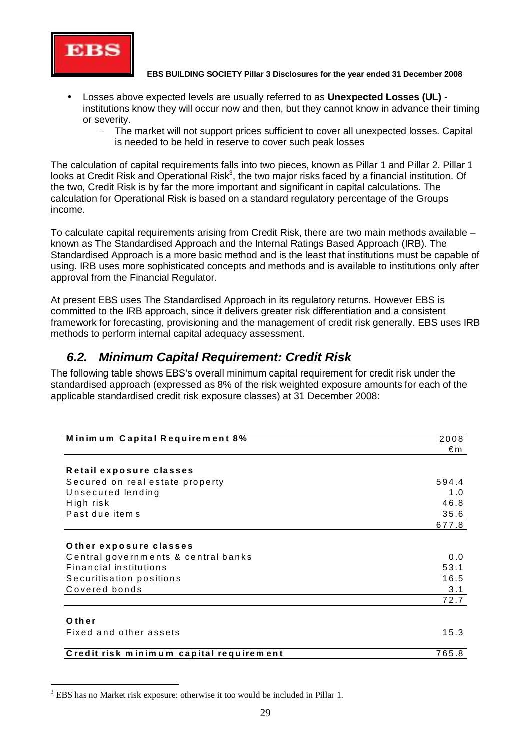- Losses above expected levels are usually referred to as **Unexpected Losses (UL)** - institutions know they will occur now and then, but they cannot know in advance their timing or severity.
  - The market will not support prices sufficient to cover all unexpected losses. Capital is needed to be held in reserve to cover such peak losses

The calculation of capital requirements falls into two pieces, known as Pillar 1 and Pillar 2. Pillar 1 looks at Credit Risk and Operational Risk[3], the two major risks faced by a financial institution. Of the two, Credit Risk is by far the more important and significant in capital calculations. The calculation for Operational Risk is based on a standard regulatory percentage of the Groups income.

To calculate capital requirements arising from Credit Risk, there are two main methods available – known as The Standardised Approach and the Internal Ratings Based Approach (IRB). The Standardised Approach is a more basic method and is the least that institutions must be capable of using. IRB uses more sophisticated concepts and methods and is available to institutions only after approval from the Financial Regulator.

At present EBS uses The Standardised Approach in its regulatory returns. However EBS is committed to the IRB approach, since it delivers greater risk differentiation and a consistent framework for forecasting, provisioning and the management of credit risk generally. EBS uses IRB methods to perform internal capital adequacy assessment.

## *6.2. Minimum Capital Requirement: Credit Risk*

The following table shows EBS's overall minimum capital requirement for credit risk under the standardised approach (expressed as 8% of the risk weighted exposure amounts for each of the applicable standardised credit risk exposure classes) at 31 December 2008:

| **Minimum Capital Requirement 8%** | 2008<br>€m |
|---|---|
| **Retail exposure classes** | |
| Secured on real estate property | 594.4 |
| Unsecured lending | 1.0 |
| High risk | 46.8 |
| Past due items | 35.6 |
| | 677.8 |
| **Other exposure classes** | |
| Central governments & central banks | 0.0 |
| Financial institutions | 53.1 |
| Securitisation positions | 16.5 |
| Covered bonds | 3.1 |
| | 72.7 |
| **Other** | |
| Fixed and other assets | 15.3 |
| **Credit risk minimum capital requirement** | 765.8 |

[3] EBS has no Market risk exposure: otherwise it too would be included in Pillar 1.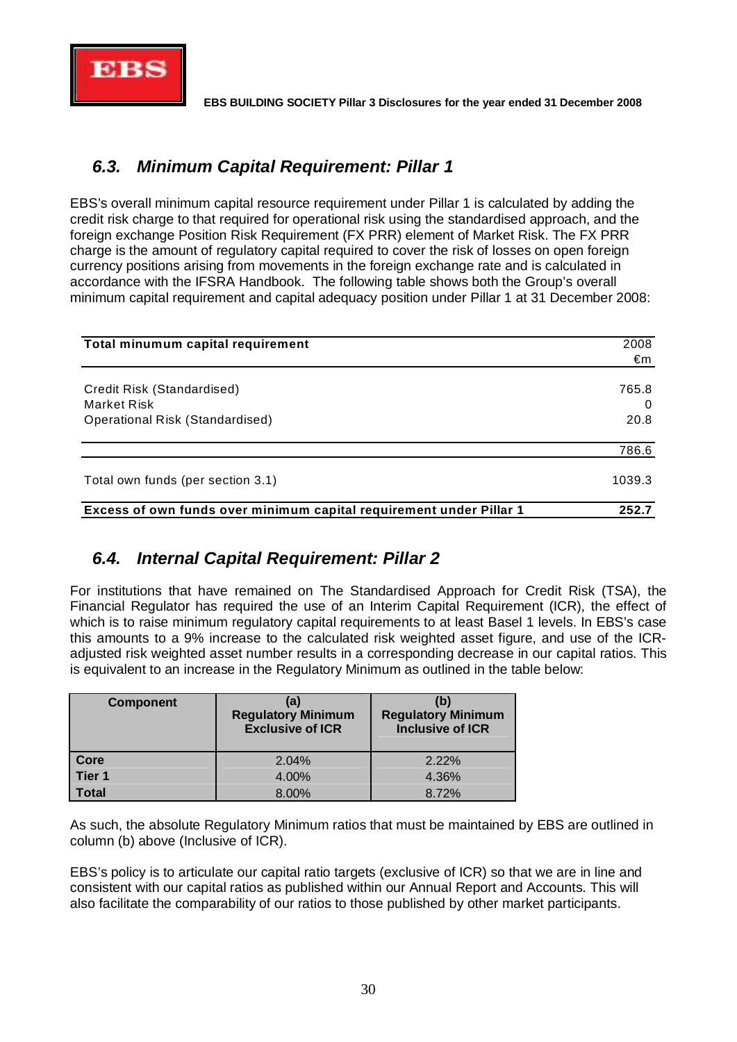## *6.3. Minimum Capital Requirement: Pillar 1*

EBS's overall minimum capital resource requirement under Pillar 1 is calculated by adding the credit risk charge to that required for operational risk using the standardised approach, and the foreign exchange Position Risk Requirement (FX PRR) element of Market Risk. The FX PRR charge is the amount of regulatory capital required to cover the risk of losses on open foreign currency positions arising from movements in the foreign exchange rate and is calculated in accordance with the IFSRA Handbook. The following table shows both the Group's overall minimum capital requirement and capital adequacy position under Pillar 1 at 31 December 2008:

| **Total minumum capital requirement** | 2008 €m |
|---|---|
| Credit Risk (Standardised) | 765.8 |
| Market Risk | 0 |
| Operational Risk (Standardised) | 20.8 |
| | 786.6 |
| Total own funds (per section 3.1) | 1039.3 |
| **Excess of own funds over minimum capital requirement under Pillar 1** | **252.7** |

## *6.4. Internal Capital Requirement: Pillar 2*

For institutions that have remained on The Standardised Approach for Credit Risk (TSA), the Financial Regulator has required the use of an Interim Capital Requirement (ICR), the effect of which is to raise minimum regulatory capital requirements to at least Basel 1 levels. In EBS's case this amounts to a 9% increase to the calculated risk weighted asset figure, and use of the ICR-adjusted risk weighted asset number results in a corresponding decrease in our capital ratios. This is equivalent to an increase in the Regulatory Minimum as outlined in the table below:

| **Component** | **(a) Regulatory Minimum Exclusive of ICR** | **(b) Regulatory Minimum Inclusive of ICR** |
|---|---|---|
| **Core** | 2.04% | 2.22% |
| **Tier 1** | 4.00% | 4.36% |
| **Total** | 8.00% | 8.72% |

As such, the absolute Regulatory Minimum ratios that must be maintained by EBS are outlined in column (b) above (Inclusive of ICR).

EBS's policy is to articulate our capital ratio targets (exclusive of ICR) so that we are in line and consistent with our capital ratios as published within our Annual Report and Accounts. This will also facilitate the comparability of our ratios to those published by other market participants.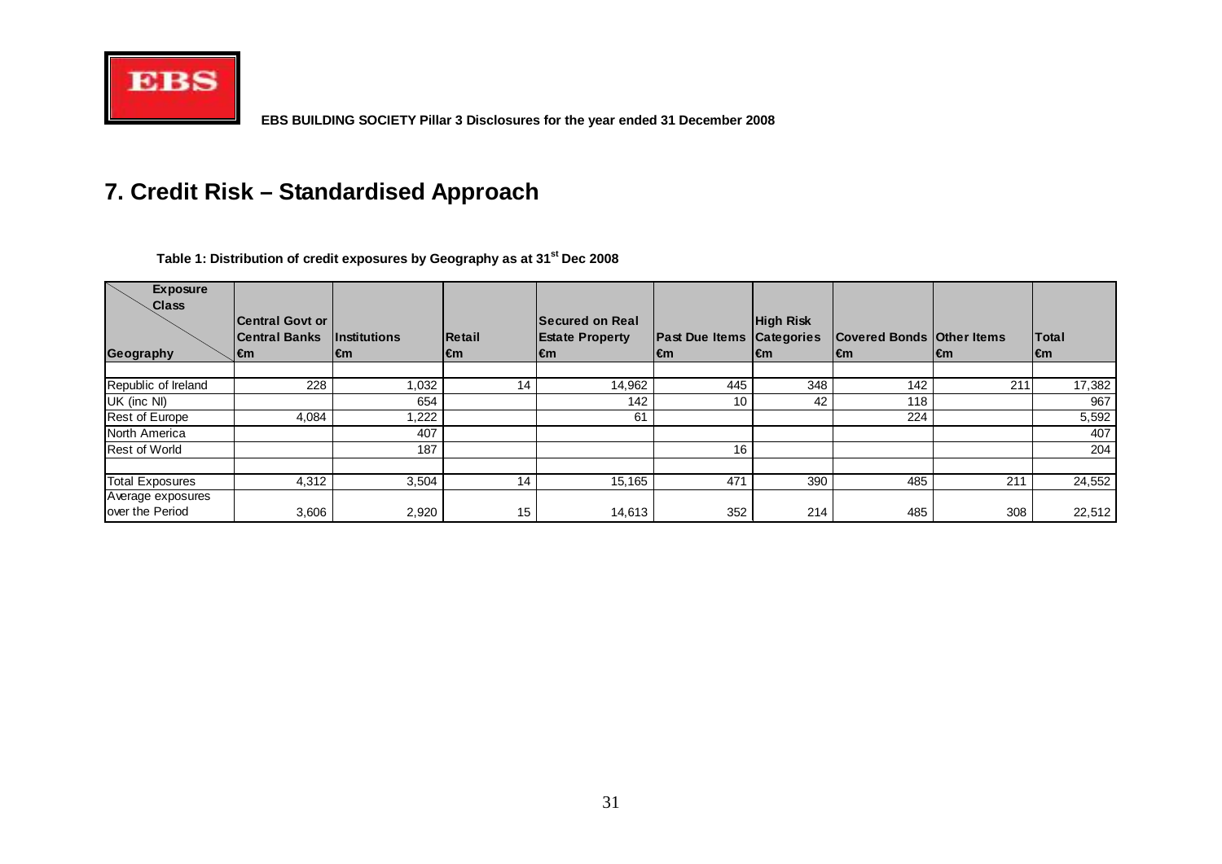## 7. Credit Risk – Standardised Approach

**Table 1: Distribution of credit exposures by Geography as at 31st Dec 2008**

| Geography (rows) / Exposure Class (columns) | Central Govt or Central Banks €m | Institutions €m | Retail €m | Secured on Real Estate Property €m | Past Due Items €m | High Risk Categories €m | Covered Bonds €m | Other Items €m | Total €m |
|---|---|---|---|---|---|---|---|---|---|
| Republic of Ireland | 228 | 1,032 | 14 | 14,962 | 445 | 348 | 142 | 211 | 17,382 |
| UK (inc NI) | | 654 | | 142 | 10 | 42 | 118 | | 967 |
| Rest of Europe | 4,084 | 1,222 | | 61 | | | 224 | | 5,592 |
| North America | | 407 | | | | | | | 407 |
| Rest of World | | 187 | | | 16 | | | | 204 |
| Total Exposures | 4,312 | 3,504 | 14 | 15,165 | 471 | 390 | 485 | 211 | 24,552 |
| Average exposures over the Period | 3,606 | 2,920 | 15 | 14,613 | 352 | 214 | 485 | 308 | 22,512 |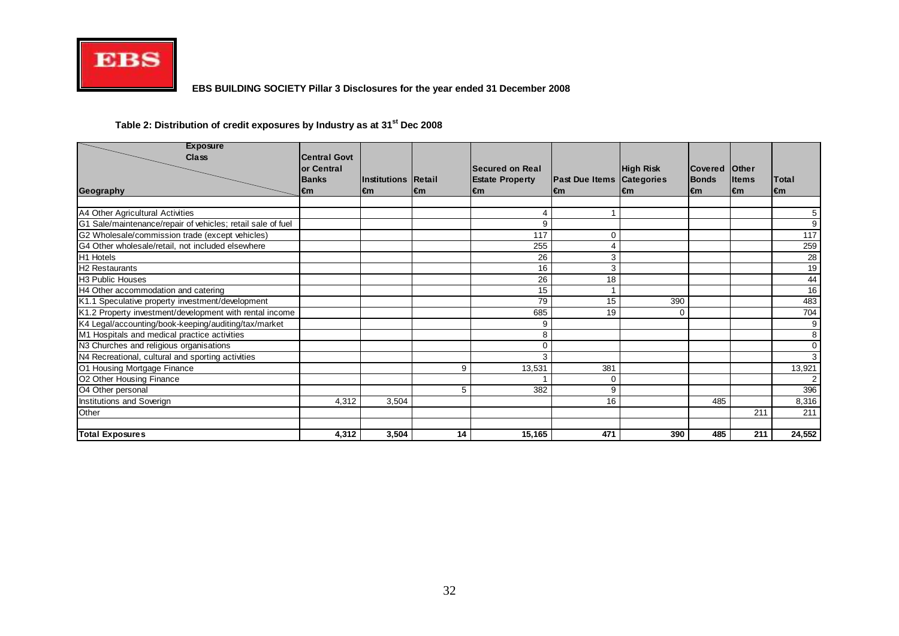**EBS BUILDING SOCIETY Pillar 3 Disclosures for the year ended 31 December 2008**

**Table 2: Distribution of credit exposures by Industry as at 31st Dec 2008**

| Geography \ Exposure Class | Central Govt or Central Banks €m | Institutions €m | Retail €m | Secured on Real Estate Property €m | Past Due Items €m | High Risk Categories €m | Covered Bonds €m | Other Items €m | Total €m |
|---|---|---|---|---|---|---|---|---|---|
| A4 Other Agricultural Activities | | | | 4 | 1 | | | | 5 |
| G1 Sale/maintenance/repair of vehicles; retail sale of fuel | | | | 9 | | | | | 9 |
| G2 Wholesale/commission trade (except vehicles) | | | | 117 | 0 | | | | 117 |
| G4 Other wholesale/retail, not included elsewhere | | | | 255 | 4 | | | | 259 |
| H1 Hotels | | | | 26 | 3 | | | | 28 |
| H2 Restaurants | | | | 16 | 3 | | | | 19 |
| H3 Public Houses | | | | 26 | 18 | | | | 44 |
| H4 Other accommodation and catering | | | | 15 | 1 | | | | 16 |
| K1.1 Speculative property investment/development | | | | 79 | 15 | 390 | | | 483 |
| K1.2 Property investment/development with rental income | | | | 685 | 19 | 0 | | | 704 |
| K4 Legal/accounting/book-keeping/auditing/tax/market | | | | 9 | | | | | 9 |
| M1 Hospitals and medical practice activities | | | | 8 | | | | | 8 |
| N3 Churches and religious organisations | | | | 0 | | | | | 0 |
| N4 Recreational, cultural and sporting activities | | | | 3 | | | | | 3 |
| O1 Housing Mortgage Finance | | | 9 | 13,531 | 381 | | | | 13,921 |
| O2 Other Housing Finance | | | | 1 | 0 | | | | 2 |
| O4 Other personal | | | 5 | 382 | 9 | | | | 396 |
| Institutions and Soverign | 4,312 | 3,504 | | | 16 | | 485 | | 8,316 |
| Other | | | | | | | | 211 | 211 |
| **Total Exposures** | **4,312** | **3,504** | **14** | **15,165** | **471** | **390** | **485** | **211** | **24,552** |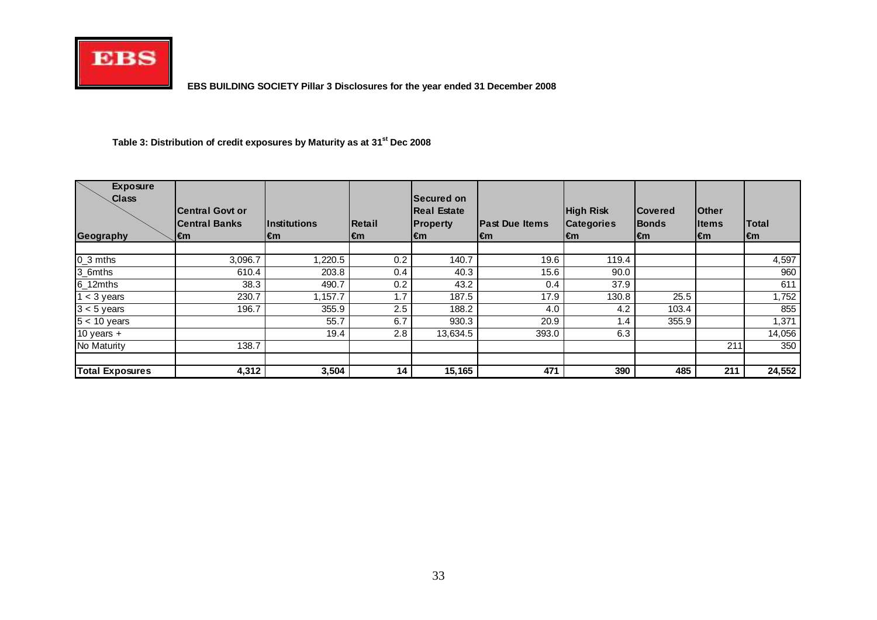EBS BUILDING SOCIETY Pillar 3 Disclosures for the year ended 31 December 2008

**Table 3: Distribution of credit exposures by Maturity as at 31st Dec 2008**

| Exposure Class / Geography | Central Govt or Central Banks €m | Institutions €m | Retail €m | Secured on Real Estate Property €m | Past Due Items €m | High Risk Categories €m | Covered Bonds €m | Other Items €m | Total €m |
|---|---|---|---|---|---|---|---|---|---|
| 0_3 mths | 3,096.7 | 1,220.5 | 0.2 | 140.7 | 19.6 | 119.4 | | | 4,597 |
| 3_6mths | 610.4 | 203.8 | 0.4 | 40.3 | 15.6 | 90.0 | | | 960 |
| 6_12mths | 38.3 | 490.7 | 0.2 | 43.2 | 0.4 | 37.9 | | | 611 |
| 1 < 3 years | 230.7 | 1,157.7 | 1.7 | 187.5 | 17.9 | 130.8 | 25.5 | | 1,752 |
| 3 < 5 years | 196.7 | 355.9 | 2.5 | 188.2 | 4.0 | 4.2 | 103.4 | | 855 |
| 5 < 10 years | | 55.7 | 6.7 | 930.3 | 20.9 | 1.4 | 355.9 | | 1,371 |
| 10 years + | | 19.4 | 2.8 | 13,634.5 | 393.0 | 6.3 | | | 14,056 |
| No Maturity | 138.7 | | | | | | | 211 | 350 |
| **Total Exposures** | **4,312** | **3,504** | **14** | **15,165** | **471** | **390** | **485** | **211** | **24,552** |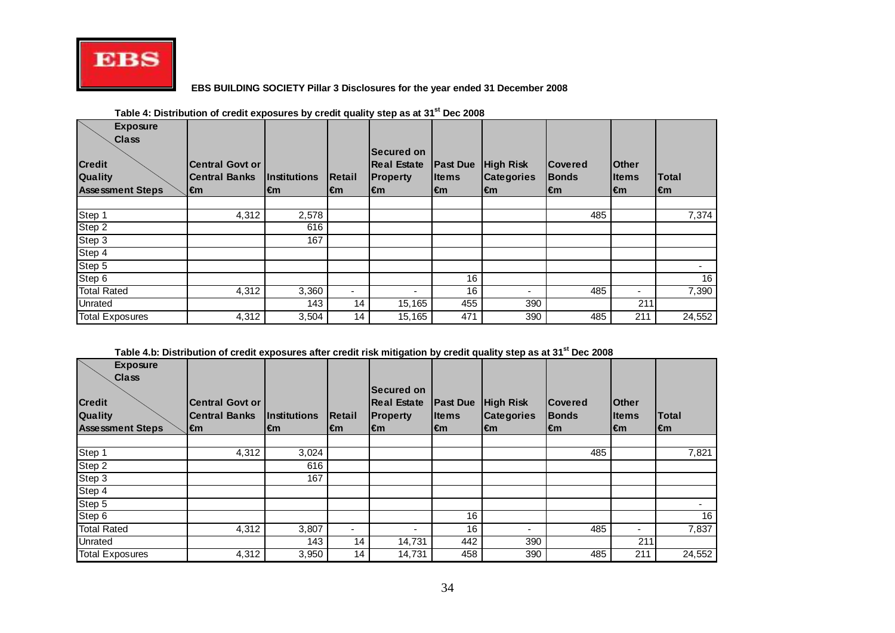EBS

**EBS BUILDING SOCIETY Pillar 3 Disclosures for the year ended 31 December 2008**

**Table 4: Distribution of credit exposures by credit quality step as at 31st Dec 2008**

| Exposure Class / Credit Quality Assessment Steps | Central Govt or Central Banks €m | Institutions €m | Retail €m | Secured on Real Estate Property €m | Past Due Items €m | High Risk Categories €m | Covered Bonds €m | Other Items €m | Total €m |
|---|---|---|---|---|---|---|---|---|---|
| Step 1 | 4,312 | 2,578 | | | | | 485 | | 7,374 |
| Step 2 | | 616 | | | | | | | |
| Step 3 | | 167 | | | | | | | |
| Step 4 | | | | | | | | | |
| Step 5 | | | | | | | | | - |
| Step 6 | | | | | 16 | | | | 16 |
| Total Rated | 4,312 | 3,360 | - | - | 16 | - | 485 | - | 7,390 |
| Unrated | | 143 | 14 | 15,165 | 455 | 390 | | 211 | |
| Total Exposures | 4,312 | 3,504 | 14 | 15,165 | 471 | 390 | 485 | 211 | 24,552 |

**Table 4.b: Distribution of credit exposures after credit risk mitigation by credit quality step as at 31st Dec 2008**

| Exposure Class / Credit Quality Assessment Steps | Central Govt or Central Banks €m | Institutions €m | Retail €m | Secured on Real Estate Property €m | Past Due Items €m | High Risk Categories €m | Covered Bonds €m | Other Items €m | Total €m |
|---|---|---|---|---|---|---|---|---|---|
| Step 1 | 4,312 | 3,024 | | | | | 485 | | 7,821 |
| Step 2 | | 616 | | | | | | | |
| Step 3 | | 167 | | | | | | | |
| Step 4 | | | | | | | | | |
| Step 5 | | | | | | | | | - |
| Step 6 | | | | | 16 | | | | 16 |
| Total Rated | 4,312 | 3,807 | - | - | 16 | - | 485 | - | 7,837 |
| Unrated | | 143 | 14 | 14,731 | 442 | 390 | | 211 | |
| Total Exposures | 4,312 | 3,950 | 14 | 14,731 | 458 | 390 | 485 | 211 | 24,552 |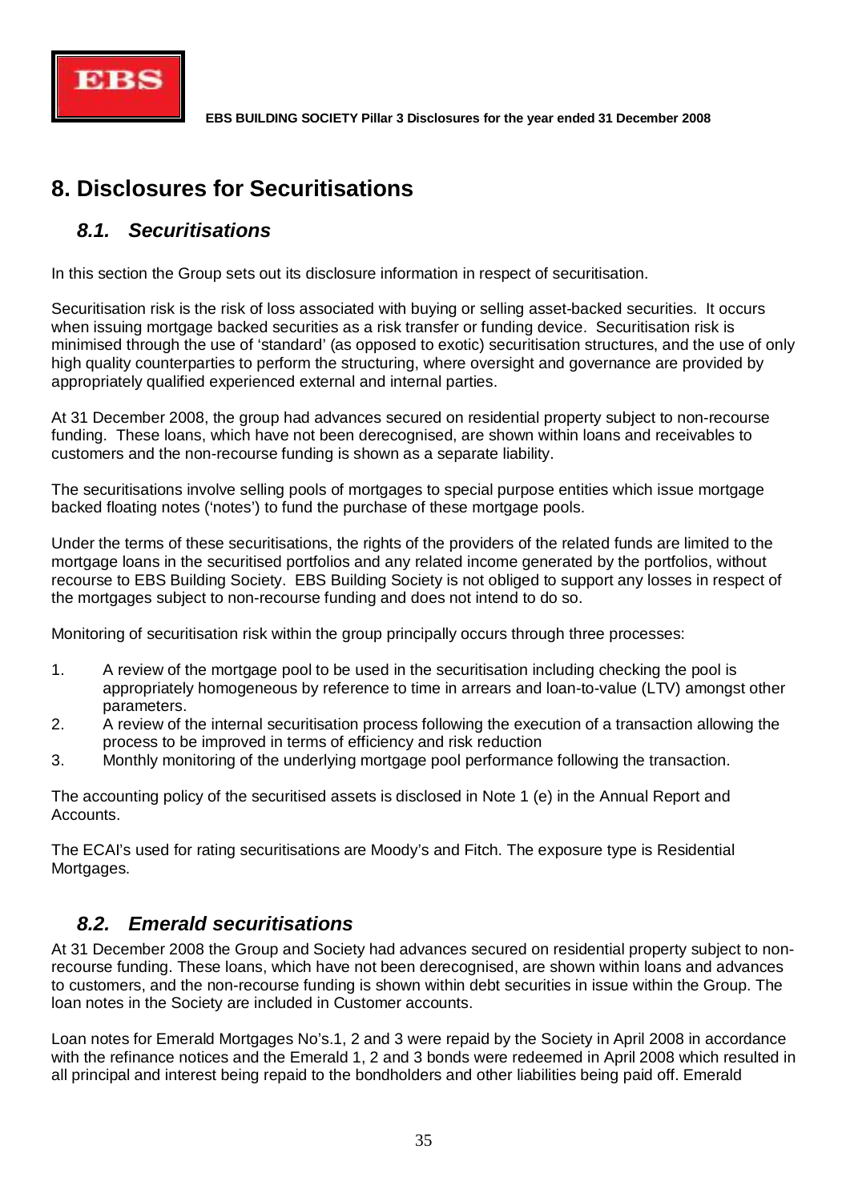# 8. Disclosures for Securitisations

## *8.1. Securitisations*

In this section the Group sets out its disclosure information in respect of securitisation.

Securitisation risk is the risk of loss associated with buying or selling asset-backed securities. It occurs when issuing mortgage backed securities as a risk transfer or funding device. Securitisation risk is minimised through the use of 'standard' (as opposed to exotic) securitisation structures, and the use of only high quality counterparties to perform the structuring, where oversight and governance are provided by appropriately qualified experienced external and internal parties.

At 31 December 2008, the group had advances secured on residential property subject to non-recourse funding. These loans, which have not been derecognised, are shown within loans and receivables to customers and the non-recourse funding is shown as a separate liability.

The securitisations involve selling pools of mortgages to special purpose entities which issue mortgage backed floating notes ('notes') to fund the purchase of these mortgage pools.

Under the terms of these securitisations, the rights of the providers of the related funds are limited to the mortgage loans in the securitised portfolios and any related income generated by the portfolios, without recourse to EBS Building Society. EBS Building Society is not obliged to support any losses in respect of the mortgages subject to non-recourse funding and does not intend to do so.

Monitoring of securitisation risk within the group principally occurs through three processes:

1. A review of the mortgage pool to be used in the securitisation including checking the pool is appropriately homogeneous by reference to time in arrears and loan-to-value (LTV) amongst other parameters.
2. A review of the internal securitisation process following the execution of a transaction allowing the process to be improved in terms of efficiency and risk reduction
3. Monthly monitoring of the underlying mortgage pool performance following the transaction.

The accounting policy of the securitised assets is disclosed in Note 1 (e) in the Annual Report and Accounts.

The ECAI's used for rating securitisations are Moody's and Fitch. The exposure type is Residential Mortgages.

## *8.2. Emerald securitisations*

At 31 December 2008 the Group and Society had advances secured on residential property subject to non-recourse funding. These loans, which have not been derecognised, are shown within loans and advances to customers, and the non-recourse funding is shown within debt securities in issue within the Group. The loan notes in the Society are included in Customer accounts.

Loan notes for Emerald Mortgages No's.1, 2 and 3 were repaid by the Society in April 2008 in accordance with the refinance notices and the Emerald 1, 2 and 3 bonds were redeemed in April 2008 which resulted in all principal and interest being repaid to the bondholders and other liabilities being paid off. Emerald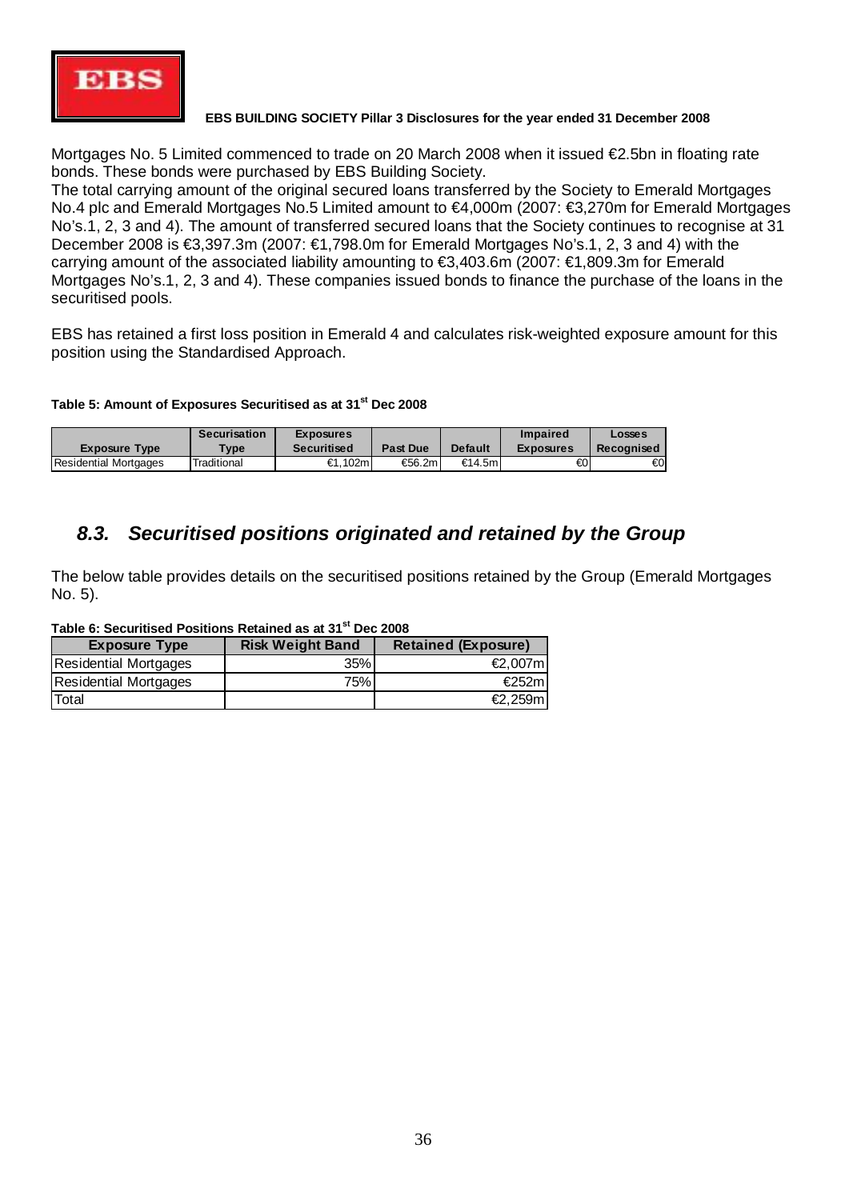Mortgages No. 5 Limited commenced to trade on 20 March 2008 when it issued €2.5bn in floating rate bonds. These bonds were purchased by EBS Building Society.
The total carrying amount of the original secured loans transferred by the Society to Emerald Mortgages No.4 plc and Emerald Mortgages No.5 Limited amount to €4,000m (2007: €3,270m for Emerald Mortgages No's.1, 2, 3 and 4). The amount of transferred secured loans that the Society continues to recognise at 31 December 2008 is €3,397.3m (2007: €1,798.0m for Emerald Mortgages No's.1, 2, 3 and 4) with the carrying amount of the associated liability amounting to €3,403.6m (2007: €1,809.3m for Emerald Mortgages No's.1, 2, 3 and 4). These companies issued bonds to finance the purchase of the loans in the securitised pools.

EBS has retained a first loss position in Emerald 4 and calculates risk-weighted exposure amount for this position using the Standardised Approach.

**Table 5: Amount of Exposures Securitised as at 31st Dec 2008**

| Exposure Type | Securisation Type | Exposures Securitised | Past Due | Default | Impaired Exposures | Losses Recognised |
|---|---|---|---|---|---|---|
| Residential Mortgages | Traditional | €1,102m | €56.2m | €14.5m | €0 | €0 |

## *8.3. Securitised positions originated and retained by the Group*

The below table provides details on the securitised positions retained by the Group (Emerald Mortgages No. 5).

**Table 6: Securitised Positions Retained as at 31st Dec 2008**

| Exposure Type | Risk Weight Band | Retained (Exposure) |
|---|---|---|
| Residential Mortgages | 35% | €2,007m |
| Residential Mortgages | 75% | €252m |
| Total | | €2,259m |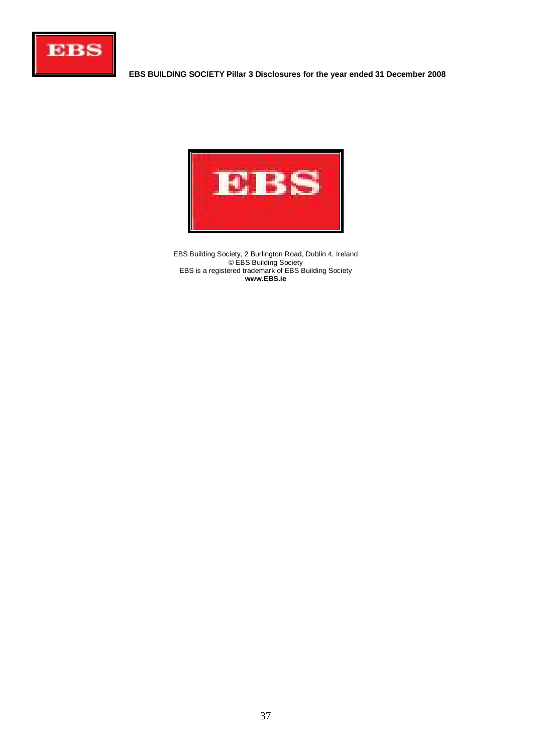EBS Building Society, 2 Burlington Road, Dublin 4, Ireland
© EBS Building Society
EBS is a registered trademark of EBS Building Society
**www.EBS.ie**